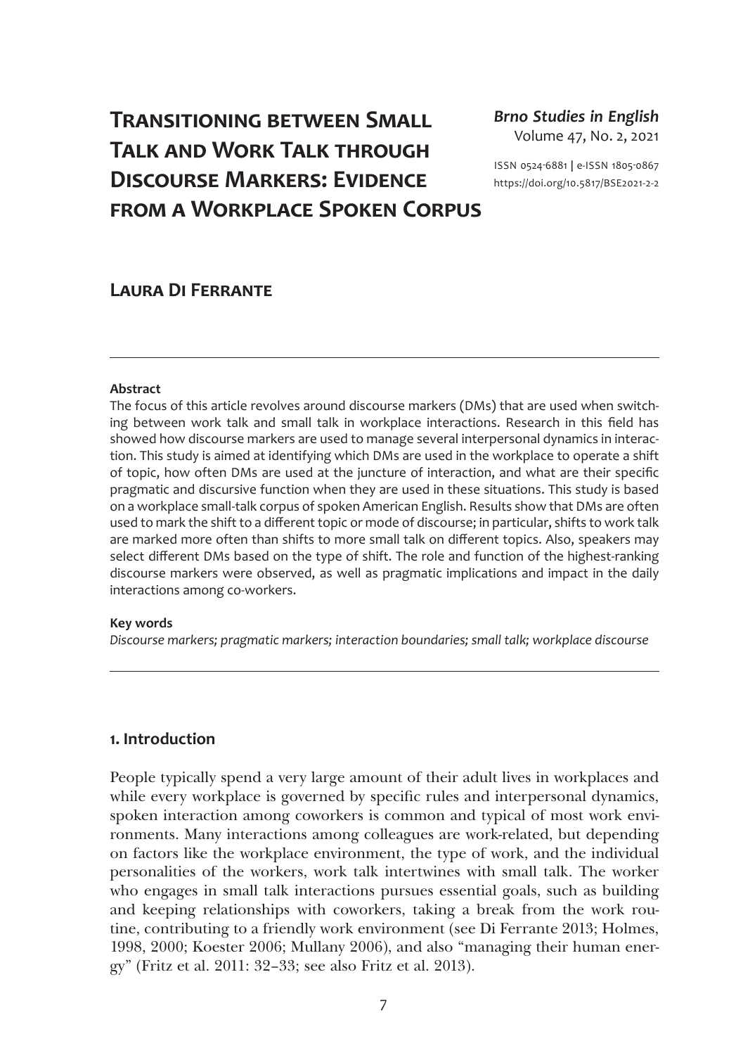# Transitioning between Small Talk and Work Talk through Discourse Markers: Evidence from a Workplace Spoken Corpus

*Brno Studies in English*
Volume 47, No. 2, 2021

ISSN 0524-6881 | e-ISSN 1805-0867
https://doi.org/10.5817/BSE2021-2-2

## Laura Di Ferrante

**Abstract**

The focus of this article revolves around discourse markers (DMs) that are used when switching between work talk and small talk in workplace interactions. Research in this field has showed how discourse markers are used to manage several interpersonal dynamics in interaction. This study is aimed at identifying which DMs are used in the workplace to operate a shift of topic, how often DMs are used at the juncture of interaction, and what are their specific pragmatic and discursive function when they are used in these situations. This study is based on a workplace small-talk corpus of spoken American English. Results show that DMs are often used to mark the shift to a different topic or mode of discourse; in particular, shifts to work talk are marked more often than shifts to more small talk on different topics. Also, speakers may select different DMs based on the type of shift. The role and function of the highest-ranking discourse markers were observed, as well as pragmatic implications and impact in the daily interactions among co-workers.

**Key words**

*Discourse markers; pragmatic markers; interaction boundaries; small talk; workplace discourse*

## 1. Introduction

People typically spend a very large amount of their adult lives in workplaces and while every workplace is governed by specific rules and interpersonal dynamics, spoken interaction among coworkers is common and typical of most work environments. Many interactions among colleagues are work-related, but depending on factors like the workplace environment, the type of work, and the individual personalities of the workers, work talk intertwines with small talk. The worker who engages in small talk interactions pursues essential goals, such as building and keeping relationships with coworkers, taking a break from the work routine, contributing to a friendly work environment (see Di Ferrante 2013; Holmes, 1998, 2000; Koester 2006; Mullany 2006), and also "managing their human energy" (Fritz et al. 2011: 32–33; see also Fritz et al. 2013).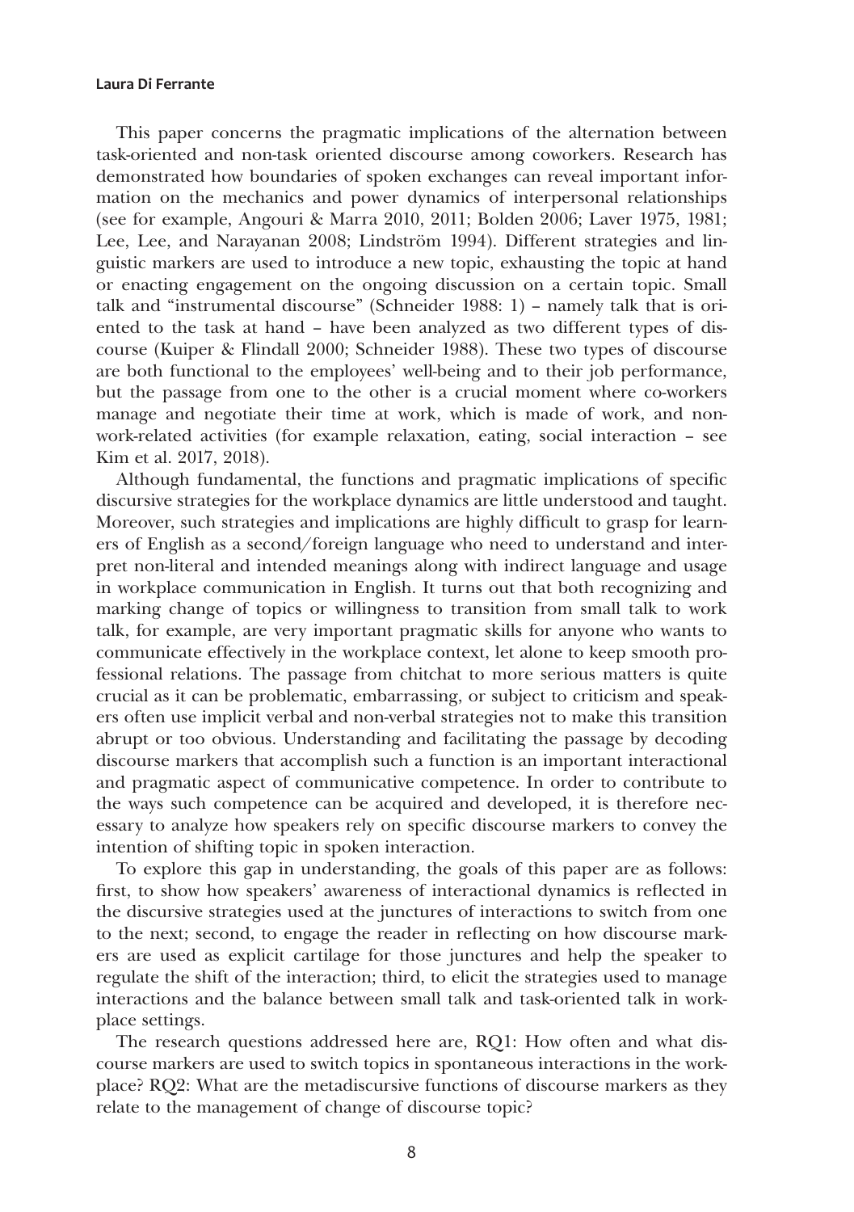This paper concerns the pragmatic implications of the alternation between task-oriented and non-task oriented discourse among coworkers. Research has demonstrated how boundaries of spoken exchanges can reveal important information on the mechanics and power dynamics of interpersonal relationships (see for example, Angouri & Marra 2010, 2011; Bolden 2006; Laver 1975, 1981; Lee, Lee, and Narayanan 2008; Lindström 1994). Different strategies and linguistic markers are used to introduce a new topic, exhausting the topic at hand or enacting engagement on the ongoing discussion on a certain topic. Small talk and "instrumental discourse" (Schneider 1988: 1) – namely talk that is oriented to the task at hand – have been analyzed as two different types of discourse (Kuiper & Flindall 2000; Schneider 1988). These two types of discourse are both functional to the employees' well-being and to their job performance, but the passage from one to the other is a crucial moment where co-workers manage and negotiate their time at work, which is made of work, and non-work-related activities (for example relaxation, eating, social interaction – see Kim et al. 2017, 2018).

Although fundamental, the functions and pragmatic implications of specific discursive strategies for the workplace dynamics are little understood and taught. Moreover, such strategies and implications are highly difficult to grasp for learners of English as a second/foreign language who need to understand and interpret non-literal and intended meanings along with indirect language and usage in workplace communication in English. It turns out that both recognizing and marking change of topics or willingness to transition from small talk to work talk, for example, are very important pragmatic skills for anyone who wants to communicate effectively in the workplace context, let alone to keep smooth professional relations. The passage from chitchat to more serious matters is quite crucial as it can be problematic, embarrassing, or subject to criticism and speakers often use implicit verbal and non-verbal strategies not to make this transition abrupt or too obvious. Understanding and facilitating the passage by decoding discourse markers that accomplish such a function is an important interactional and pragmatic aspect of communicative competence. In order to contribute to the ways such competence can be acquired and developed, it is therefore necessary to analyze how speakers rely on specific discourse markers to convey the intention of shifting topic in spoken interaction.

To explore this gap in understanding, the goals of this paper are as follows: first, to show how speakers' awareness of interactional dynamics is reflected in the discursive strategies used at the junctures of interactions to switch from one to the next; second, to engage the reader in reflecting on how discourse markers are used as explicit cartilage for those junctures and help the speaker to regulate the shift of the interaction; third, to elicit the strategies used to manage interactions and the balance between small talk and task-oriented talk in workplace settings.

The research questions addressed here are, RQ1: How often and what discourse markers are used to switch topics in spontaneous interactions in the workplace? RQ2: What are the metadiscursive functions of discourse markers as they relate to the management of change of discourse topic?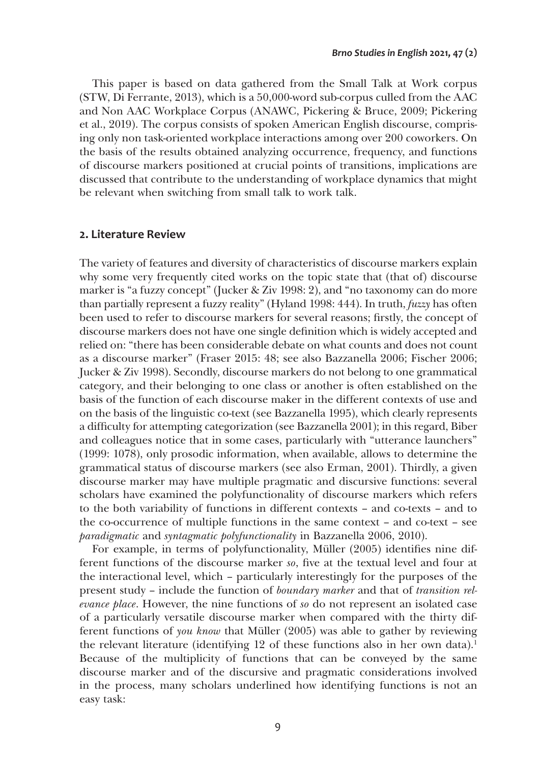This paper is based on data gathered from the Small Talk at Work corpus (STW, Di Ferrante, 2013), which is a 50,000-word sub-corpus culled from the AAC and Non AAC Workplace Corpus (ANAWC, Pickering & Bruce, 2009; Pickering et al., 2019). The corpus consists of spoken American English discourse, comprising only non task-oriented workplace interactions among over 200 coworkers. On the basis of the results obtained analyzing occurrence, frequency, and functions of discourse markers positioned at crucial points of transitions, implications are discussed that contribute to the understanding of workplace dynamics that might be relevant when switching from small talk to work talk.

## 2. Literature Review

The variety of features and diversity of characteristics of discourse markers explain why some very frequently cited works on the topic state that (that of) discourse marker is "a fuzzy concept" (Jucker & Ziv 1998: 2), and "no taxonomy can do more than partially represent a fuzzy reality" (Hyland 1998: 444). In truth, *fuzzy* has often been used to refer to discourse markers for several reasons; firstly, the concept of discourse markers does not have one single definition which is widely accepted and relied on: "there has been considerable debate on what counts and does not count as a discourse marker" (Fraser 2015: 48; see also Bazzanella 2006; Fischer 2006; Jucker & Ziv 1998). Secondly, discourse markers do not belong to one grammatical category, and their belonging to one class or another is often established on the basis of the function of each discourse maker in the different contexts of use and on the basis of the linguistic co-text (see Bazzanella 1995), which clearly represents a difficulty for attempting categorization (see Bazzanella 2001); in this regard, Biber and colleagues notice that in some cases, particularly with "utterance launchers" (1999: 1078), only prosodic information, when available, allows to determine the grammatical status of discourse markers (see also Erman, 2001). Thirdly, a given discourse marker may have multiple pragmatic and discursive functions: several scholars have examined the polyfunctionality of discourse markers which refers to the both variability of functions in different contexts – and co-texts – and to the co-occurrence of multiple functions in the same context – and co-text – see *paradigmatic* and *syntagmatic polyfunctionality* in Bazzanella 2006, 2010).

For example, in terms of polyfunctionality, Müller (2005) identifies nine different functions of the discourse marker *so*, five at the textual level and four at the interactional level, which – particularly interestingly for the purposes of the present study – include the function of *boundary marker* and that of *transition relevance place*. However, the nine functions of *so* do not represent an isolated case of a particularly versatile discourse marker when compared with the thirty different functions of *you know* that Müller (2005) was able to gather by reviewing the relevant literature (identifying 12 of these functions also in her own data).[1] Because of the multiplicity of functions that can be conveyed by the same discourse marker and of the discursive and pragmatic considerations involved in the process, many scholars underlined how identifying functions is not an easy task: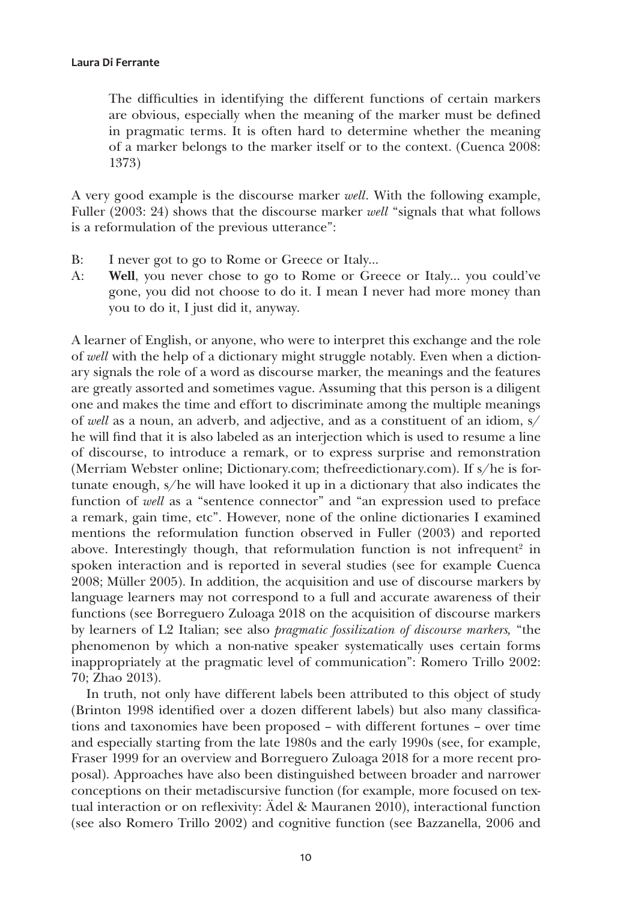> The difficulties in identifying the different functions of certain markers are obvious, especially when the meaning of the marker must be defined in pragmatic terms. It is often hard to determine whether the meaning of a marker belongs to the marker itself or to the context. (Cuenca 2008: 1373)

A very good example is the discourse marker *well*. With the following example, Fuller (2003: 24) shows that the discourse marker *well* "signals that what follows is a reformulation of the previous utterance":

B: I never got to go to Rome or Greece or Italy...
A: **Well**, you never chose to go to Rome or Greece or Italy... you could've gone, you did not choose to do it. I mean I never had more money than you to do it, I just did it, anyway.

A learner of English, or anyone, who were to interpret this exchange and the role of *well* with the help of a dictionary might struggle notably. Even when a dictionary signals the role of a word as discourse marker, the meanings and the features are greatly assorted and sometimes vague. Assuming that this person is a diligent one and makes the time and effort to discriminate among the multiple meanings of *well* as a noun, an adverb, and adjective, and as a constituent of an idiom, s/he will find that it is also labeled as an interjection which is used to resume a line of discourse, to introduce a remark, or to express surprise and remonstration (Merriam Webster online; Dictionary.com; thefreedictionary.com). If s/he is fortunate enough, s/he will have looked it up in a dictionary that also indicates the function of *well* as a "sentence connector" and "an expression used to preface a remark, gain time, etc". However, none of the online dictionaries I examined mentions the reformulation function observed in Fuller (2003) and reported above. Interestingly though, that reformulation function is not infrequent[2] in spoken interaction and is reported in several studies (see for example Cuenca 2008; Müller 2005). In addition, the acquisition and use of discourse markers by language learners may not correspond to a full and accurate awareness of their functions (see Borreguero Zuloaga 2018 on the acquisition of discourse markers by learners of L2 Italian; see also *pragmatic fossilization of discourse markers,* "the phenomenon by which a non-native speaker systematically uses certain forms inappropriately at the pragmatic level of communication": Romero Trillo 2002: 70; Zhao 2013).

In truth, not only have different labels been attributed to this object of study (Brinton 1998 identified over a dozen different labels) but also many classifications and taxonomies have been proposed – with different fortunes – over time and especially starting from the late 1980s and the early 1990s (see, for example, Fraser 1999 for an overview and Borreguero Zuloaga 2018 for a more recent proposal). Approaches have also been distinguished between broader and narrower conceptions on their metadiscursive function (for example, more focused on textual interaction or on reflexivity: Ädel & Mauranen 2010), interactional function (see also Romero Trillo 2002) and cognitive function (see Bazzanella, 2006 and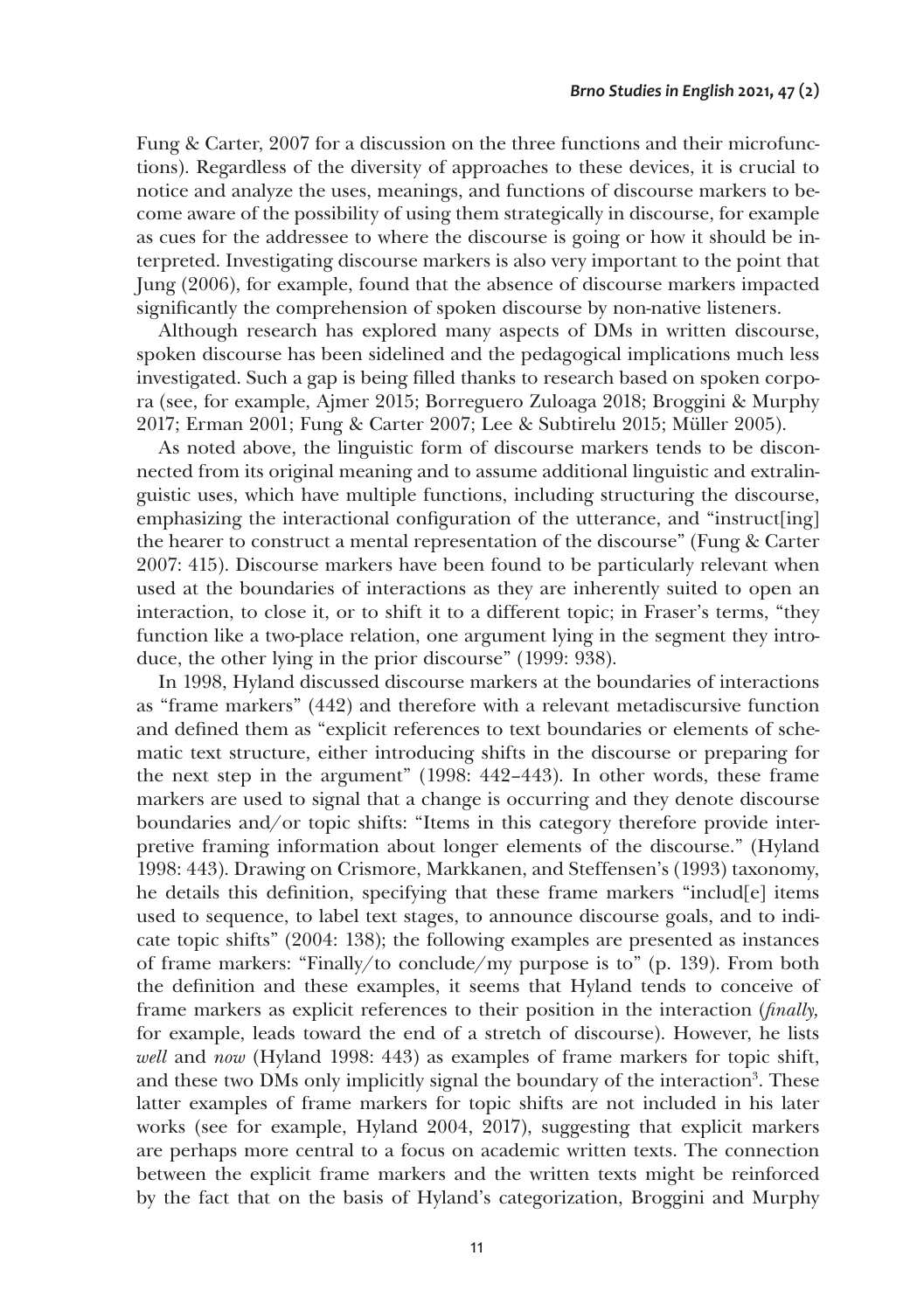Fung & Carter, 2007 for a discussion on the three functions and their microfunctions). Regardless of the diversity of approaches to these devices, it is crucial to notice and analyze the uses, meanings, and functions of discourse markers to become aware of the possibility of using them strategically in discourse, for example as cues for the addressee to where the discourse is going or how it should be interpreted. Investigating discourse markers is also very important to the point that Jung (2006), for example, found that the absence of discourse markers impacted significantly the comprehension of spoken discourse by non-native listeners.

Although research has explored many aspects of DMs in written discourse, spoken discourse has been sidelined and the pedagogical implications much less investigated. Such a gap is being filled thanks to research based on spoken corpora (see, for example, Ajmer 2015; Borreguero Zuloaga 2018; Broggini & Murphy 2017; Erman 2001; Fung & Carter 2007; Lee & Subtirelu 2015; Müller 2005).

As noted above, the linguistic form of discourse markers tends to be disconnected from its original meaning and to assume additional linguistic and extralinguistic uses, which have multiple functions, including structuring the discourse, emphasizing the interactional configuration of the utterance, and "instruct[ing] the hearer to construct a mental representation of the discourse" (Fung & Carter 2007: 415). Discourse markers have been found to be particularly relevant when used at the boundaries of interactions as they are inherently suited to open an interaction, to close it, or to shift it to a different topic; in Fraser's terms, "they function like a two-place relation, one argument lying in the segment they introduce, the other lying in the prior discourse" (1999: 938).

In 1998, Hyland discussed discourse markers at the boundaries of interactions as "frame markers" (442) and therefore with a relevant metadiscursive function and defined them as "explicit references to text boundaries or elements of schematic text structure, either introducing shifts in the discourse or preparing for the next step in the argument" (1998: 442–443). In other words, these frame markers are used to signal that a change is occurring and they denote discourse boundaries and/or topic shifts: "Items in this category therefore provide interpretive framing information about longer elements of the discourse." (Hyland 1998: 443). Drawing on Crismore, Markkanen, and Steffensen's (1993) taxonomy, he details this definition, specifying that these frame markers "includ[e] items used to sequence, to label text stages, to announce discourse goals, and to indicate topic shifts" (2004: 138); the following examples are presented as instances of frame markers: "Finally/to conclude/my purpose is to" (p. 139). From both the definition and these examples, it seems that Hyland tends to conceive of frame markers as explicit references to their position in the interaction (*finally,* for example, leads toward the end of a stretch of discourse). However, he lists *well* and *now* (Hyland 1998: 443) as examples of frame markers for topic shift, and these two DMs only implicitly signal the boundary of the interaction[3]. These latter examples of frame markers for topic shifts are not included in his later works (see for example, Hyland 2004, 2017), suggesting that explicit markers are perhaps more central to a focus on academic written texts. The connection between the explicit frame markers and the written texts might be reinforced by the fact that on the basis of Hyland's categorization, Broggini and Murphy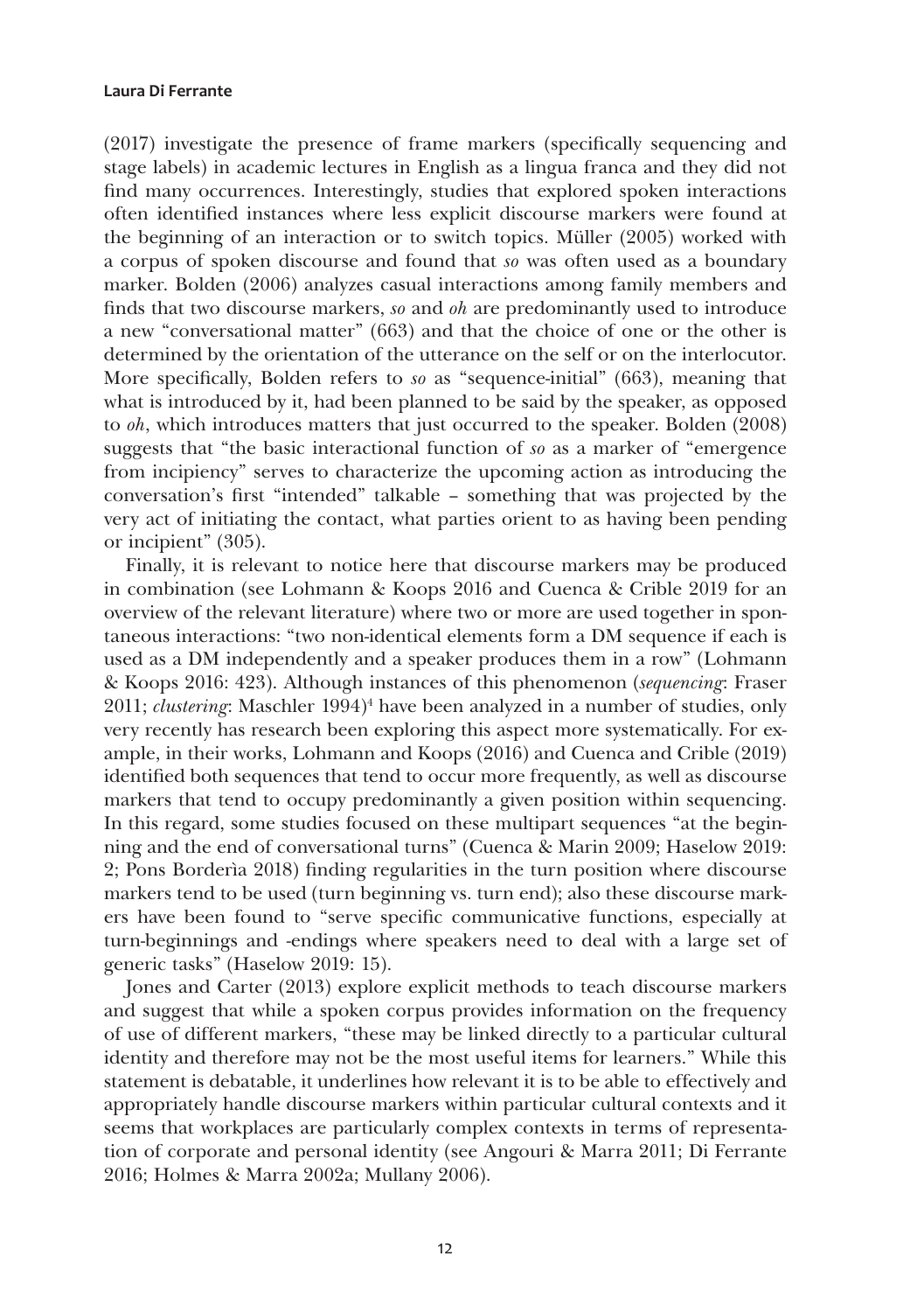(2017) investigate the presence of frame markers (specifically sequencing and stage labels) in academic lectures in English as a lingua franca and they did not find many occurrences. Interestingly, studies that explored spoken interactions often identified instances where less explicit discourse markers were found at the beginning of an interaction or to switch topics. Müller (2005) worked with a corpus of spoken discourse and found that *so* was often used as a boundary marker. Bolden (2006) analyzes casual interactions among family members and finds that two discourse markers, *so* and *oh* are predominantly used to introduce a new "conversational matter" (663) and that the choice of one or the other is determined by the orientation of the utterance on the self or on the interlocutor. More specifically, Bolden refers to *so* as "sequence-initial" (663), meaning that what is introduced by it, had been planned to be said by the speaker, as opposed to *oh*, which introduces matters that just occurred to the speaker. Bolden (2008) suggests that "the basic interactional function of *so* as a marker of "emergence from incipiency" serves to characterize the upcoming action as introducing the conversation's first "intended" talkable – something that was projected by the very act of initiating the contact, what parties orient to as having been pending or incipient" (305).

Finally, it is relevant to notice here that discourse markers may be produced in combination (see Lohmann & Koops 2016 and Cuenca & Crible 2019 for an overview of the relevant literature) where two or more are used together in spontaneous interactions: "two non-identical elements form a DM sequence if each is used as a DM independently and a speaker produces them in a row" (Lohmann & Koops 2016: 423). Although instances of this phenomenon (*sequencing*: Fraser 2011; *clustering*: Maschler 1994)[4] have been analyzed in a number of studies, only very recently has research been exploring this aspect more systematically. For example, in their works, Lohmann and Koops (2016) and Cuenca and Crible (2019) identified both sequences that tend to occur more frequently, as well as discourse markers that tend to occupy predominantly a given position within sequencing. In this regard, some studies focused on these multipart sequences "at the beginning and the end of conversational turns" (Cuenca & Marin 2009; Haselow 2019: 2; Pons Borderìa 2018) finding regularities in the turn position where discourse markers tend to be used (turn beginning vs. turn end); also these discourse markers have been found to "serve specific communicative functions, especially at turn-beginnings and -endings where speakers need to deal with a large set of generic tasks" (Haselow 2019: 15).

Jones and Carter (2013) explore explicit methods to teach discourse markers and suggest that while a spoken corpus provides information on the frequency of use of different markers, "these may be linked directly to a particular cultural identity and therefore may not be the most useful items for learners." While this statement is debatable, it underlines how relevant it is to be able to effectively and appropriately handle discourse markers within particular cultural contexts and it seems that workplaces are particularly complex contexts in terms of representation of corporate and personal identity (see Angouri & Marra 2011; Di Ferrante 2016; Holmes & Marra 2002a; Mullany 2006).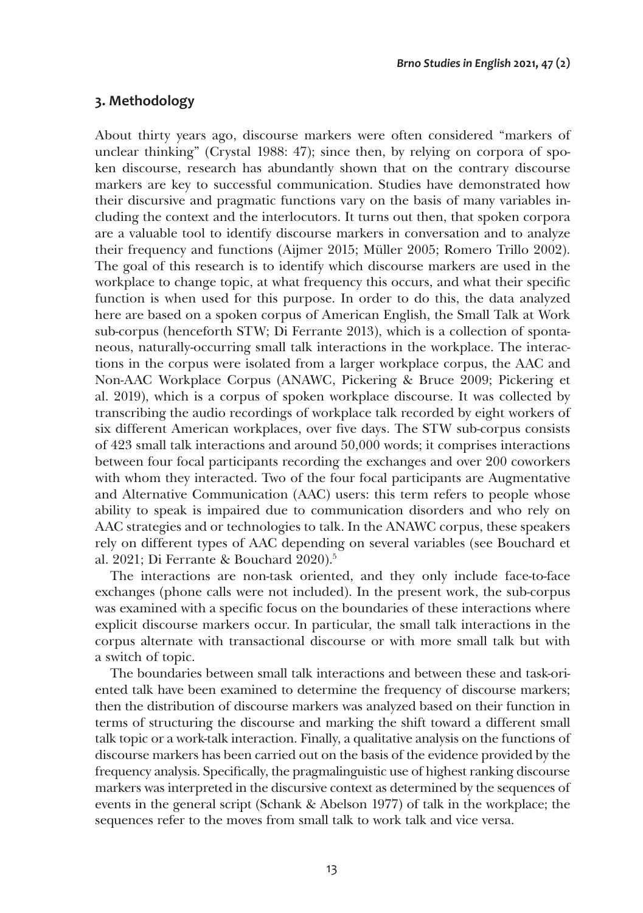## 3. Methodology

About thirty years ago, discourse markers were often considered "markers of unclear thinking" (Crystal 1988: 47); since then, by relying on corpora of spoken discourse, research has abundantly shown that on the contrary discourse markers are key to successful communication. Studies have demonstrated how their discursive and pragmatic functions vary on the basis of many variables including the context and the interlocutors. It turns out then, that spoken corpora are a valuable tool to identify discourse markers in conversation and to analyze their frequency and functions (Aijmer 2015; Müller 2005; Romero Trillo 2002). The goal of this research is to identify which discourse markers are used in the workplace to change topic, at what frequency this occurs, and what their specific function is when used for this purpose. In order to do this, the data analyzed here are based on a spoken corpus of American English, the Small Talk at Work sub-corpus (henceforth STW; Di Ferrante 2013), which is a collection of spontaneous, naturally-occurring small talk interactions in the workplace. The interactions in the corpus were isolated from a larger workplace corpus, the AAC and Non-AAC Workplace Corpus (ANAWC, Pickering & Bruce 2009; Pickering et al. 2019), which is a corpus of spoken workplace discourse. It was collected by transcribing the audio recordings of workplace talk recorded by eight workers of six different American workplaces, over five days. The STW sub-corpus consists of 423 small talk interactions and around 50,000 words; it comprises interactions between four focal participants recording the exchanges and over 200 coworkers with whom they interacted. Two of the four focal participants are Augmentative and Alternative Communication (AAC) users: this term refers to people whose ability to speak is impaired due to communication disorders and who rely on AAC strategies and or technologies to talk. In the ANAWC corpus, these speakers rely on different types of AAC depending on several variables (see Bouchard et al. 2021; Di Ferrante & Bouchard 2020).[5]

The interactions are non-task oriented, and they only include face-to-face exchanges (phone calls were not included). In the present work, the sub-corpus was examined with a specific focus on the boundaries of these interactions where explicit discourse markers occur. In particular, the small talk interactions in the corpus alternate with transactional discourse or with more small talk but with a switch of topic.

The boundaries between small talk interactions and between these and task-oriented talk have been examined to determine the frequency of discourse markers; then the distribution of discourse markers was analyzed based on their function in terms of structuring the discourse and marking the shift toward a different small talk topic or a work-talk interaction. Finally, a qualitative analysis on the functions of discourse markers has been carried out on the basis of the evidence provided by the frequency analysis. Specifically, the pragmalinguistic use of highest ranking discourse markers was interpreted in the discursive context as determined by the sequences of events in the general script (Schank & Abelson 1977) of talk in the workplace; the sequences refer to the moves from small talk to work talk and vice versa.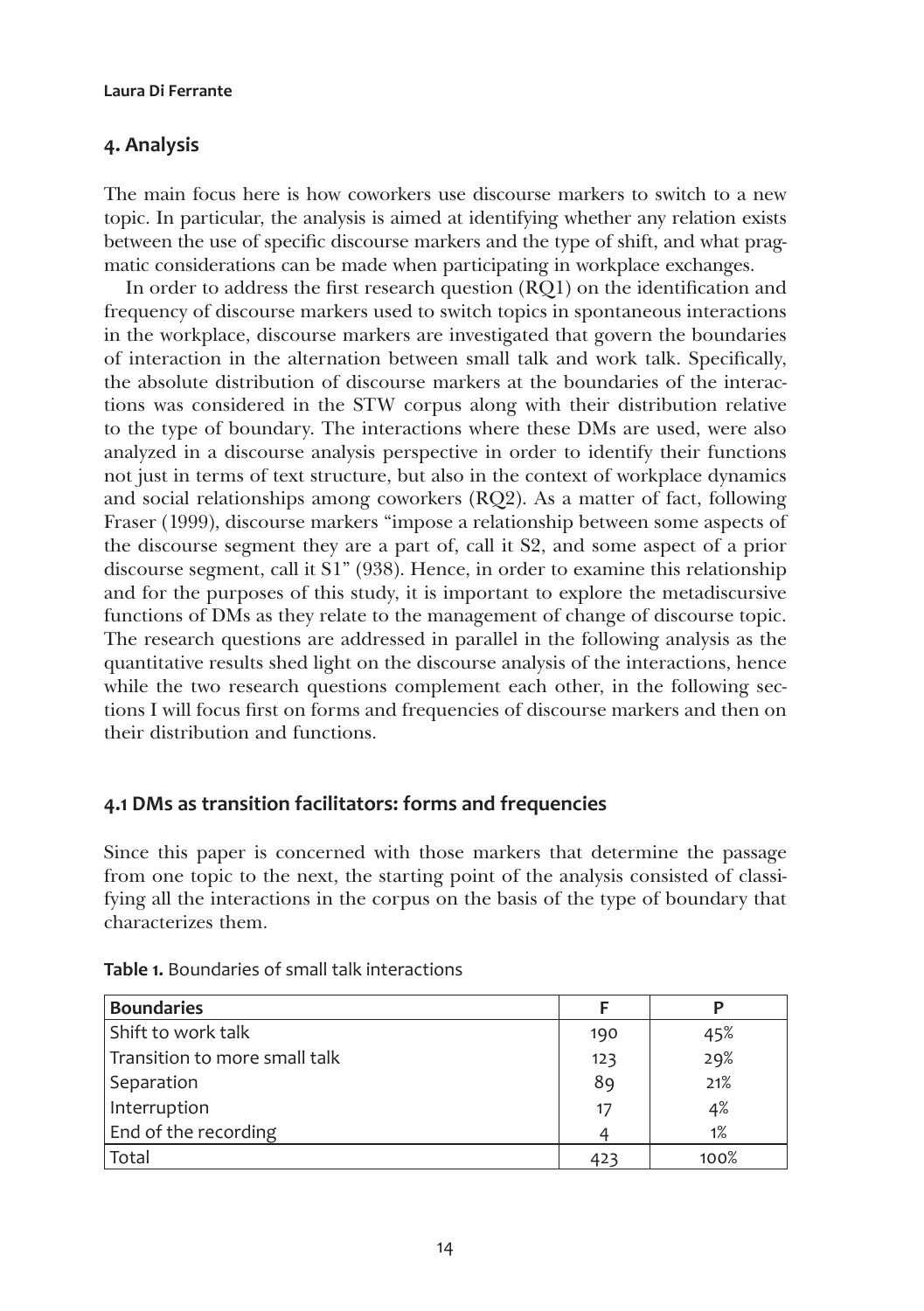## 4. Analysis

The main focus here is how coworkers use discourse markers to switch to a new topic. In particular, the analysis is aimed at identifying whether any relation exists between the use of specific discourse markers and the type of shift, and what pragmatic considerations can be made when participating in workplace exchanges.

In order to address the first research question (RQ1) on the identification and frequency of discourse markers used to switch topics in spontaneous interactions in the workplace, discourse markers are investigated that govern the boundaries of interaction in the alternation between small talk and work talk. Specifically, the absolute distribution of discourse markers at the boundaries of the interactions was considered in the STW corpus along with their distribution relative to the type of boundary. The interactions where these DMs are used, were also analyzed in a discourse analysis perspective in order to identify their functions not just in terms of text structure, but also in the context of workplace dynamics and social relationships among coworkers (RQ2). As a matter of fact, following Fraser (1999), discourse markers "impose a relationship between some aspects of the discourse segment they are a part of, call it S2, and some aspect of a prior discourse segment, call it S1" (938). Hence, in order to examine this relationship and for the purposes of this study, it is important to explore the metadiscursive functions of DMs as they relate to the management of change of discourse topic. The research questions are addressed in parallel in the following analysis as the quantitative results shed light on the discourse analysis of the interactions, hence while the two research questions complement each other, in the following sections I will focus first on forms and frequencies of discourse markers and then on their distribution and functions.

### 4.1 DMs as transition facilitators: forms and frequencies

Since this paper is concerned with those markers that determine the passage from one topic to the next, the starting point of the analysis consisted of classifying all the interactions in the corpus on the basis of the type of boundary that characterizes them.

**Table 1.** Boundaries of small talk interactions

| Boundaries | F | P |
|---|---|---|
| Shift to work talk | 190 | 45% |
| Transition to more small talk | 123 | 29% |
| Separation | 89 | 21% |
| Interruption | 17 | 4% |
| End of the recording | 4 | 1% |
| Total | 423 | 100% |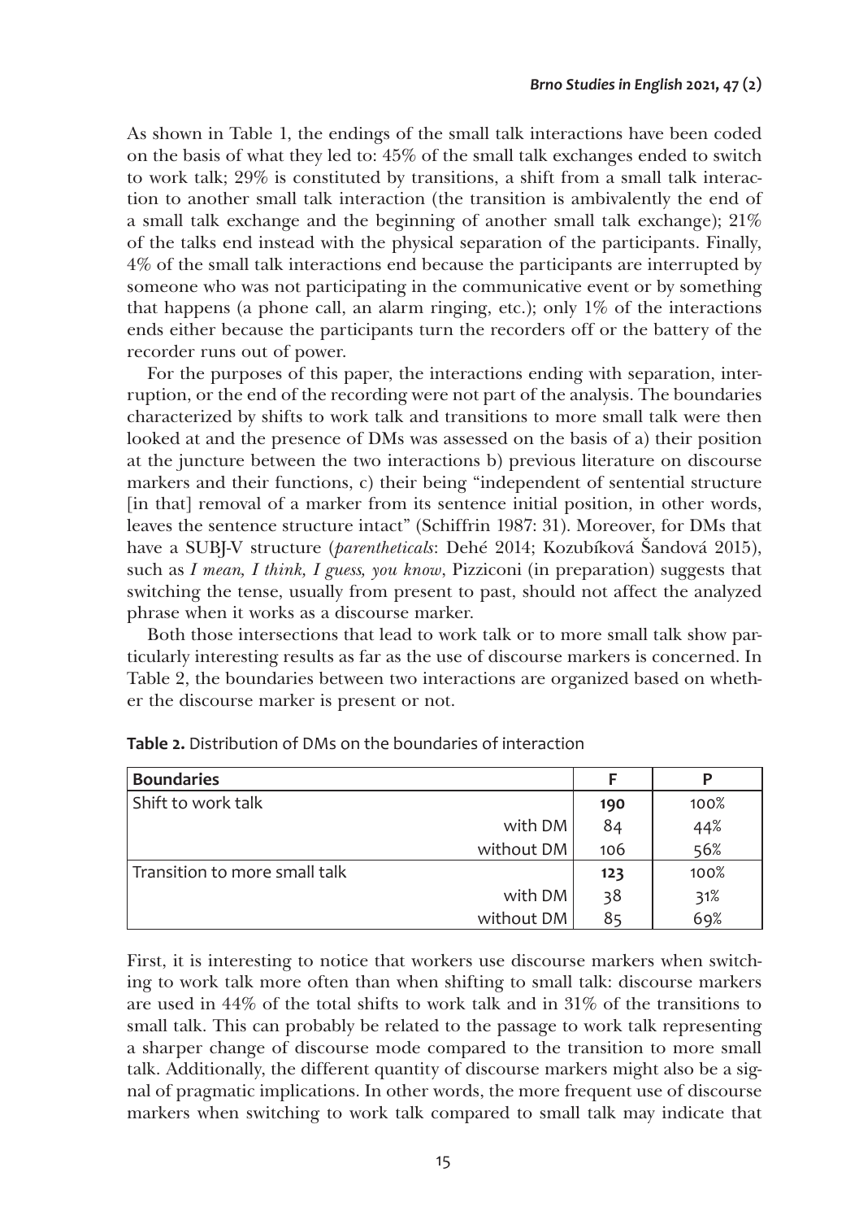As shown in Table 1, the endings of the small talk interactions have been coded on the basis of what they led to: 45% of the small talk exchanges ended to switch to work talk; 29% is constituted by transitions, a shift from a small talk interaction to another small talk interaction (the transition is ambivalently the end of a small talk exchange and the beginning of another small talk exchange); 21% of the talks end instead with the physical separation of the participants. Finally, 4% of the small talk interactions end because the participants are interrupted by someone who was not participating in the communicative event or by something that happens (a phone call, an alarm ringing, etc.); only 1% of the interactions ends either because the participants turn the recorders off or the battery of the recorder runs out of power.

For the purposes of this paper, the interactions ending with separation, interruption, or the end of the recording were not part of the analysis. The boundaries characterized by shifts to work talk and transitions to more small talk were then looked at and the presence of DMs was assessed on the basis of a) their position at the juncture between the two interactions b) previous literature on discourse markers and their functions, c) their being "independent of sentential structure [in that] removal of a marker from its sentence initial position, in other words, leaves the sentence structure intact" (Schiffrin 1987: 31). Moreover, for DMs that have a SUBJ-V structure (*parentheticals*: Dehé 2014; Kozubíková Šandová 2015), such as *I mean, I think, I guess, you know*, Pizziconi (in preparation) suggests that switching the tense, usually from present to past, should not affect the analyzed phrase when it works as a discourse marker.

Both those intersections that lead to work talk or to more small talk show particularly interesting results as far as the use of discourse markers is concerned. In Table 2, the boundaries between two interactions are organized based on whether the discourse marker is present or not.

**Table 2.** Distribution of DMs on the boundaries of interaction

| Boundaries | F | P |
|---|---|---|
| Shift to work talk | **190** | 100% |
| with DM | 84 | 44% |
| without DM | 106 | 56% |
| Transition to more small talk | **123** | 100% |
| with DM | 38 | 31% |
| without DM | 85 | 69% |

First, it is interesting to notice that workers use discourse markers when switching to work talk more often than when shifting to small talk: discourse markers are used in 44% of the total shifts to work talk and in 31% of the transitions to small talk. This can probably be related to the passage to work talk representing a sharper change of discourse mode compared to the transition to more small talk. Additionally, the different quantity of discourse markers might also be a signal of pragmatic implications. In other words, the more frequent use of discourse markers when switching to work talk compared to small talk may indicate that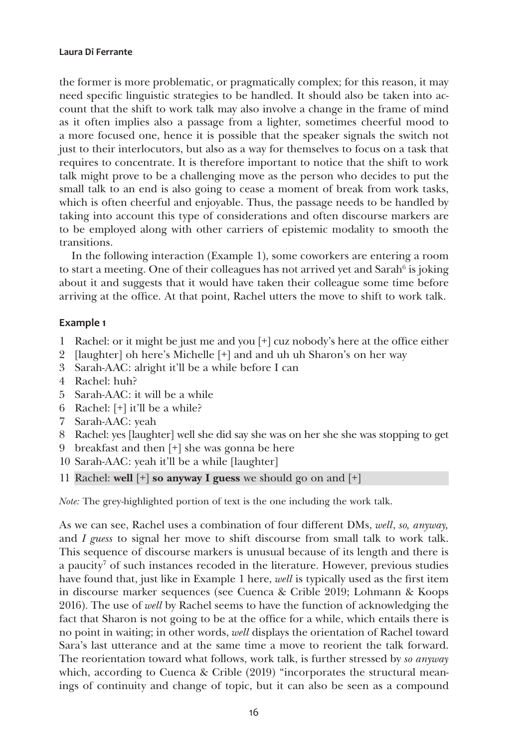the former is more problematic, or pragmatically complex; for this reason, it may need specific linguistic strategies to be handled. It should also be taken into account that the shift to work talk may also involve a change in the frame of mind as it often implies also a passage from a lighter, sometimes cheerful mood to a more focused one, hence it is possible that the speaker signals the switch not just to their interlocutors, but also as a way for themselves to focus on a task that requires to concentrate. It is therefore important to notice that the shift to work talk might prove to be a challenging move as the person who decides to put the small talk to an end is also going to cease a moment of break from work tasks, which is often cheerful and enjoyable. Thus, the passage needs to be handled by taking into account this type of considerations and often discourse markers are to be employed along with other carriers of epistemic modality to smooth the transitions.

In the following interaction (Example 1), some coworkers are entering a room to start a meeting. One of their colleagues has not arrived yet and Sarah[6] is joking about it and suggests that it would have taken their colleague some time before arriving at the office. At that point, Rachel utters the move to shift to work talk.

#### Example 1

1 Rachel: or it might be just me and you [+] cuz nobody's here at the office either
2 [laughter] oh here's Michelle [+] and and uh uh Sharon's on her way
3 Sarah-AAC: alright it'll be a while before I can
4 Rachel: huh?
5 Sarah-AAC: it will be a while
6 Rachel: [+] it'll be a while?
7 Sarah-AAC: yeah
8 Rachel: yes [laughter] well she did say she was on her she she was stopping to get
9 breakfast and then [+] she was gonna be here
10 Sarah-AAC: yeah it'll be a while [laughter]
11 Rachel: **well** [+] **so anyway I guess** we should go on and [+]

*Note:* The grey-highlighted portion of text is the one including the work talk.

As we can see, Rachel uses a combination of four different DMs, *well*, *so, anyway,* and *I guess* to signal her move to shift discourse from small talk to work talk. This sequence of discourse markers is unusual because of its length and there is a paucity[7] of such instances recoded in the literature. However, previous studies have found that, just like in Example 1 here, *well* is typically used as the first item in discourse marker sequences (see Cuenca & Crible 2019; Lohmann & Koops 2016). The use of *well* by Rachel seems to have the function of acknowledging the fact that Sharon is not going to be at the office for a while, which entails there is no point in waiting; in other words, *well* displays the orientation of Rachel toward Sara's last utterance and at the same time a move to reorient the talk forward. The reorientation toward what follows, work talk, is further stressed by *so anyway* which, according to Cuenca & Crible (2019) "incorporates the structural meanings of continuity and change of topic, but it can also be seen as a compound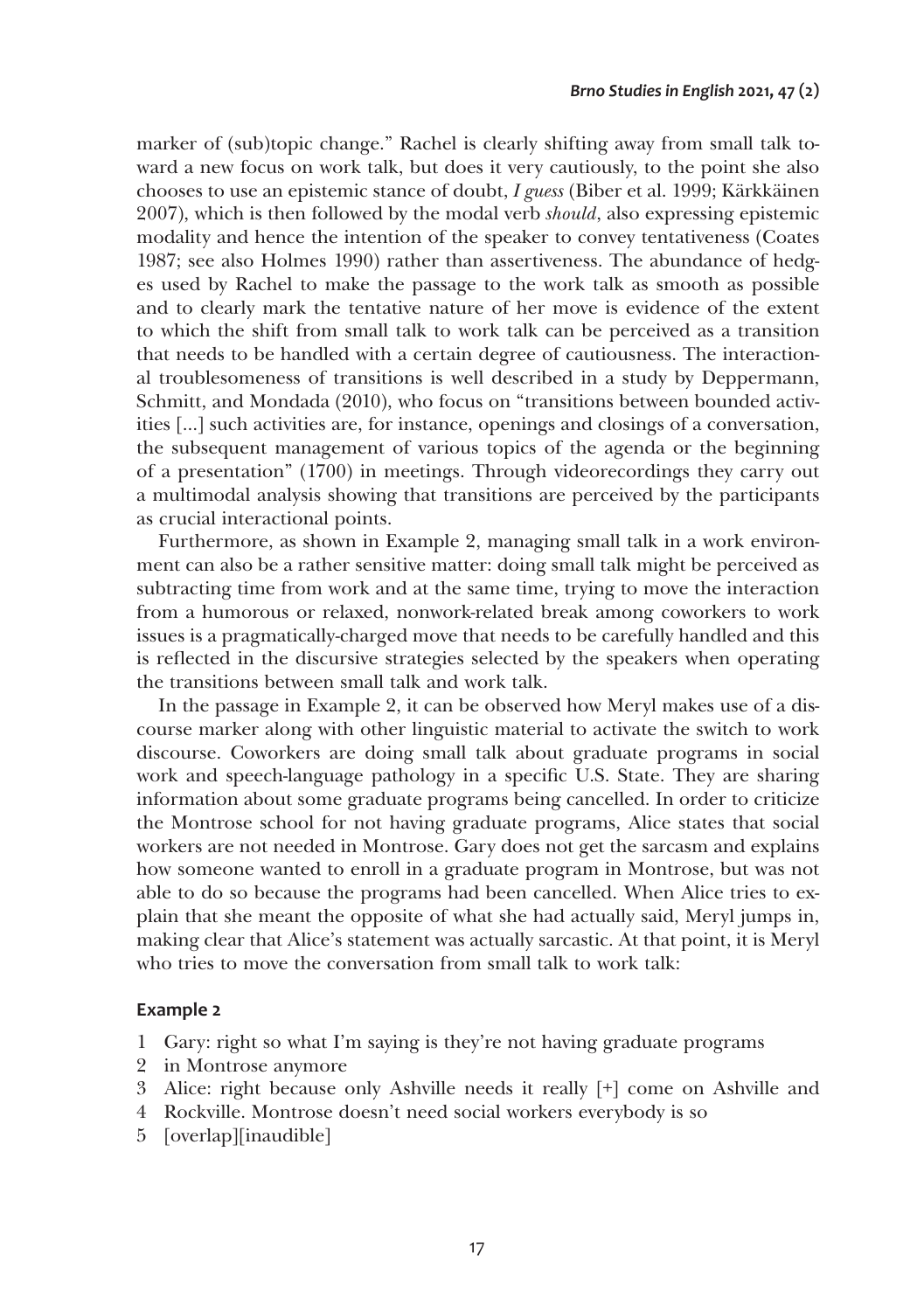marker of (sub)topic change." Rachel is clearly shifting away from small talk toward a new focus on work talk, but does it very cautiously, to the point she also chooses to use an epistemic stance of doubt, *I guess* (Biber et al. 1999; Kärkkäinen 2007), which is then followed by the modal verb *should*, also expressing epistemic modality and hence the intention of the speaker to convey tentativeness (Coates 1987; see also Holmes 1990) rather than assertiveness. The abundance of hedges used by Rachel to make the passage to the work talk as smooth as possible and to clearly mark the tentative nature of her move is evidence of the extent to which the shift from small talk to work talk can be perceived as a transition that needs to be handled with a certain degree of cautiousness. The interactional troublesomeness of transitions is well described in a study by Deppermann, Schmitt, and Mondada (2010), who focus on "transitions between bounded activities [...] such activities are, for instance, openings and closings of a conversation, the subsequent management of various topics of the agenda or the beginning of a presentation" (1700) in meetings. Through videorecordings they carry out a multimodal analysis showing that transitions are perceived by the participants as crucial interactional points.

Furthermore, as shown in Example 2, managing small talk in a work environment can also be a rather sensitive matter: doing small talk might be perceived as subtracting time from work and at the same time, trying to move the interaction from a humorous or relaxed, nonwork-related break among coworkers to work issues is a pragmatically-charged move that needs to be carefully handled and this is reflected in the discursive strategies selected by the speakers when operating the transitions between small talk and work talk.

In the passage in Example 2, it can be observed how Meryl makes use of a discourse marker along with other linguistic material to activate the switch to work discourse. Coworkers are doing small talk about graduate programs in social work and speech-language pathology in a specific U.S. State. They are sharing information about some graduate programs being cancelled. In order to criticize the Montrose school for not having graduate programs, Alice states that social workers are not needed in Montrose. Gary does not get the sarcasm and explains how someone wanted to enroll in a graduate program in Montrose, but was not able to do so because the programs had been cancelled. When Alice tries to explain that she meant the opposite of what she had actually said, Meryl jumps in, making clear that Alice's statement was actually sarcastic. At that point, it is Meryl who tries to move the conversation from small talk to work talk:

**Example 2**

1 Gary: right so what I'm saying is they're not having graduate programs
2 in Montrose anymore
3 Alice: right because only Ashville needs it really [+] come on Ashville and
4 Rockville. Montrose doesn't need social workers everybody is so
5 [overlap][inaudible]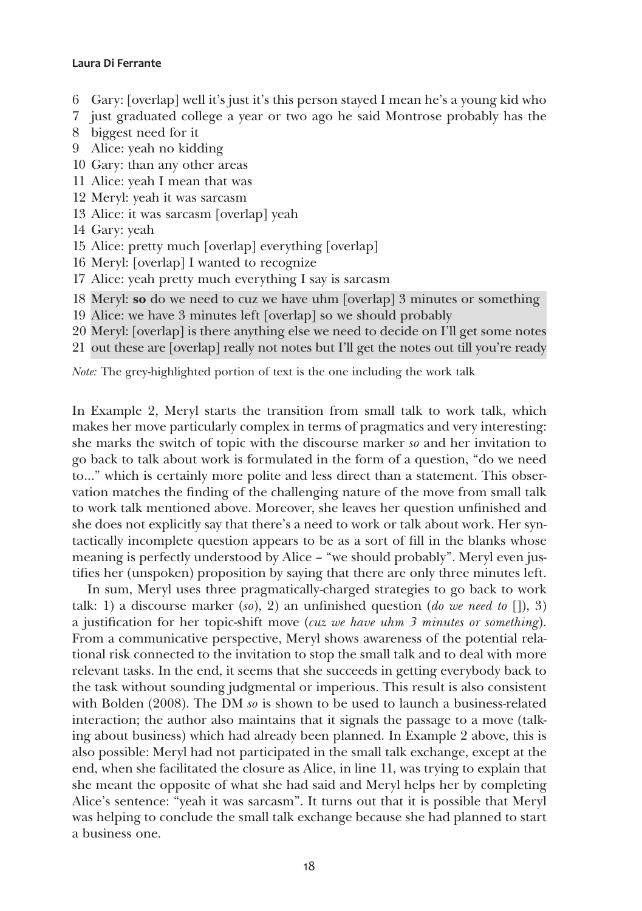6 Gary: [overlap] well it's just it's this person stayed I mean he's a young kid who
7 just graduated college a year or two ago he said Montrose probably has the
8 biggest need for it
9 Alice: yeah no kidding
10 Gary: than any other areas
11 Alice: yeah I mean that was
12 Meryl: yeah it was sarcasm
13 Alice: it was sarcasm [overlap] yeah
14 Gary: yeah
15 Alice: pretty much [overlap] everything [overlap]
16 Meryl: [overlap] I wanted to recognize
17 Alice: yeah pretty much everything I say is sarcasm
18 Meryl: **so** do we need to cuz we have uhm [overlap] 3 minutes or something
19 Alice: we have 3 minutes left [overlap] so we should probably
20 Meryl: [overlap] is there anything else we need to decide on I'll get some notes
21 out these are [overlap] really not notes but I'll get the notes out till you're ready

*Note:* The grey-highlighted portion of text is the one including the work talk

In Example 2, Meryl starts the transition from small talk to work talk, which makes her move particularly complex in terms of pragmatics and very interesting: she marks the switch of topic with the discourse marker *so* and her invitation to go back to talk about work is formulated in the form of a question, "do we need to..." which is certainly more polite and less direct than a statement. This observation matches the finding of the challenging nature of the move from small talk to work talk mentioned above. Moreover, she leaves her question unfinished and she does not explicitly say that there's a need to work or talk about work. Her syntactically incomplete question appears to be as a sort of fill in the blanks whose meaning is perfectly understood by Alice – "we should probably". Meryl even justifies her (unspoken) proposition by saying that there are only three minutes left.

In sum, Meryl uses three pragmatically-charged strategies to go back to work talk: 1) a discourse marker (*so*), 2) an unfinished question (*do we need to* []), 3) a justification for her topic-shift move (*cuz we have uhm 3 minutes or something*). From a communicative perspective, Meryl shows awareness of the potential relational risk connected to the invitation to stop the small talk and to deal with more relevant tasks. In the end, it seems that she succeeds in getting everybody back to the task without sounding judgmental or imperious. This result is also consistent with Bolden (2008). The DM *so* is shown to be used to launch a business-related interaction; the author also maintains that it signals the passage to a move (talking about business) which had already been planned. In Example 2 above, this is also possible: Meryl had not participated in the small talk exchange, except at the end, when she facilitated the closure as Alice, in line 11, was trying to explain that she meant the opposite of what she had said and Meryl helps her by completing Alice's sentence: "yeah it was sarcasm". It turns out that it is possible that Meryl was helping to conclude the small talk exchange because she had planned to start a business one.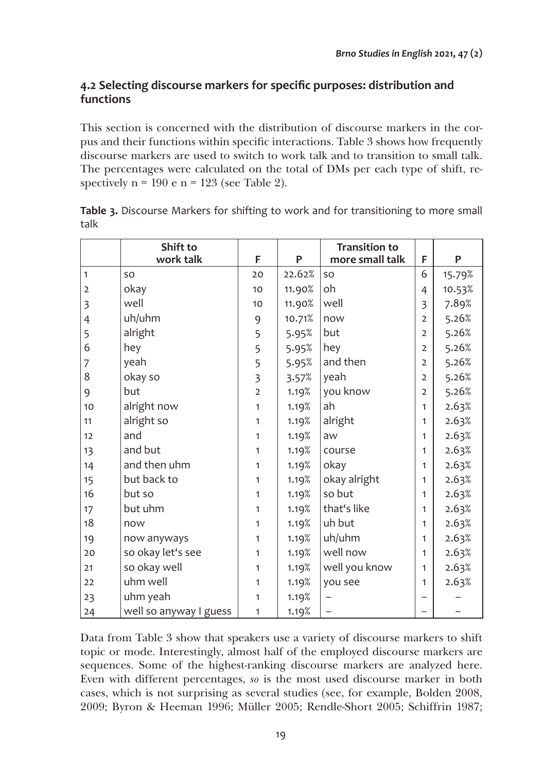## 4.2 Selecting discourse markers for specific purposes: distribution and functions

This section is concerned with the distribution of discourse markers in the corpus and their functions within specific interactions. Table 3 shows how frequently discourse markers are used to switch to work talk and to transition to small talk. The percentages were calculated on the total of DMs per each type of shift, respectively n = 190 e n = 123 (see Table 2).

**Table 3.** Discourse Markers for shifting to work and for transitioning to more small talk

| | Shift to work talk | F | P | Transition to more small talk | F | P |
|---|---|---|---|---|---|---|
| 1 | so | 20 | 22.62% | so | 6 | 15.79% |
| 2 | okay | 10 | 11.90% | oh | 4 | 10.53% |
| 3 | well | 10 | 11.90% | well | 3 | 7.89% |
| 4 | uh/uhm | 9 | 10.71% | now | 2 | 5.26% |
| 5 | alright | 5 | 5.95% | but | 2 | 5.26% |
| 6 | hey | 5 | 5.95% | hey | 2 | 5.26% |
| 7 | yeah | 5 | 5.95% | and then | 2 | 5.26% |
| 8 | okay so | 3 | 3.57% | yeah | 2 | 5.26% |
| 9 | but | 2 | 1.19% | you know | 2 | 5.26% |
| 10 | alright now | 1 | 1.19% | ah | 1 | 2.63% |
| 11 | alright so | 1 | 1.19% | alright | 1 | 2.63% |
| 12 | and | 1 | 1.19% | aw | 1 | 2.63% |
| 13 | and but | 1 | 1.19% | course | 1 | 2.63% |
| 14 | and then uhm | 1 | 1.19% | okay | 1 | 2.63% |
| 15 | but back to | 1 | 1.19% | okay alright | 1 | 2.63% |
| 16 | but so | 1 | 1.19% | so but | 1 | 2.63% |
| 17 | but uhm | 1 | 1.19% | that's like | 1 | 2.63% |
| 18 | now | 1 | 1.19% | uh but | 1 | 2.63% |
| 19 | now anyways | 1 | 1.19% | uh/uhm | 1 | 2.63% |
| 20 | so okay let's see | 1 | 1.19% | well now | 1 | 2.63% |
| 21 | so okay well | 1 | 1.19% | well you know | 1 | 2.63% |
| 22 | uhm well | 1 | 1.19% | you see | 1 | 2.63% |
| 23 | uhm yeah | 1 | 1.19% | – | – | – |
| 24 | well so anyway I guess | 1 | 1.19% | – | – | – |

Data from Table 3 show that speakers use a variety of discourse markers to shift topic or mode. Interestingly, almost half of the employed discourse markers are sequences. Some of the highest-ranking discourse markers are analyzed here. Even with different percentages, *so* is the most used discourse marker in both cases, which is not surprising as several studies (see, for example, Bolden 2008, 2009; Byron & Heeman 1996; Müller 2005; Rendle-Short 2005; Schiffrin 1987;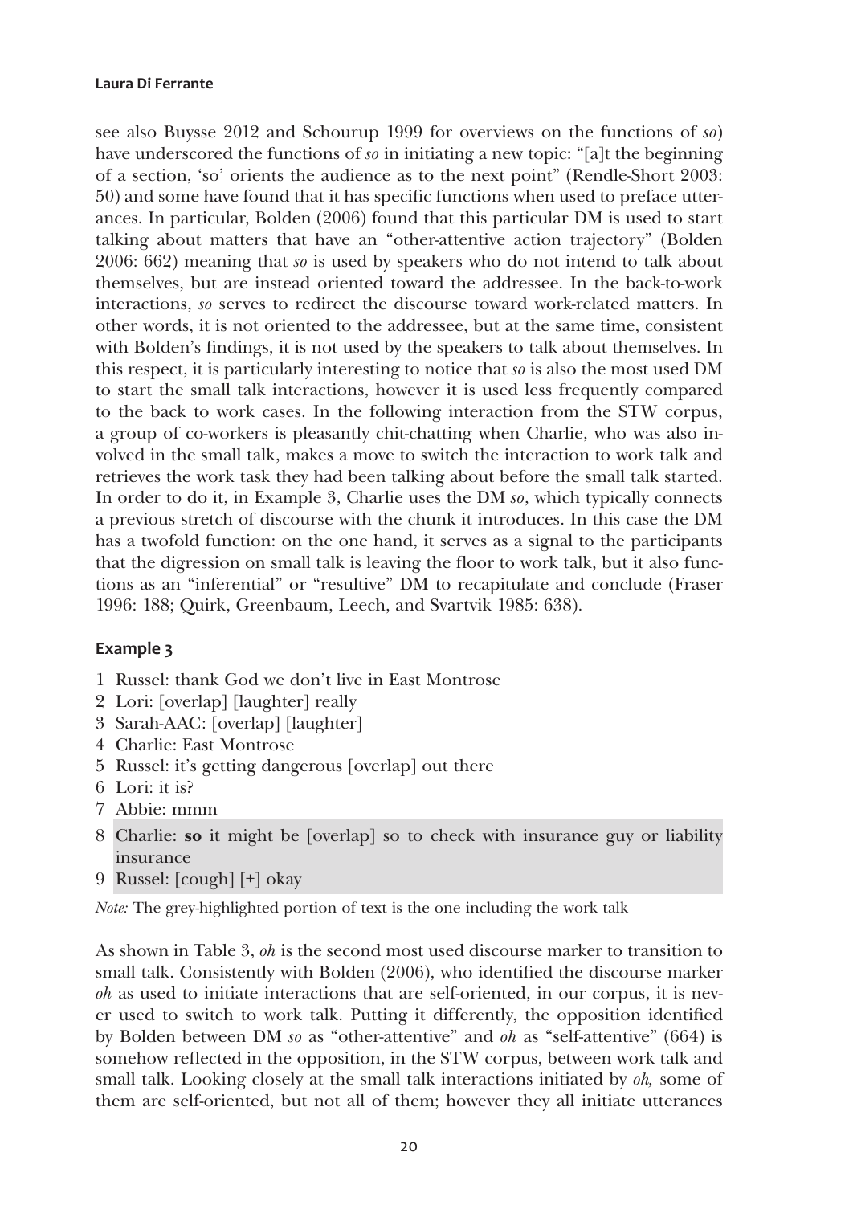see also Buysse 2012 and Schourup 1999 for overviews on the functions of *so*) have underscored the functions of *so* in initiating a new topic: "[a]t the beginning of a section, 'so' orients the audience as to the next point" (Rendle-Short 2003: 50) and some have found that it has specific functions when used to preface utterances. In particular, Bolden (2006) found that this particular DM is used to start talking about matters that have an "other-attentive action trajectory" (Bolden 2006: 662) meaning that *so* is used by speakers who do not intend to talk about themselves, but are instead oriented toward the addressee. In the back-to-work interactions, *so* serves to redirect the discourse toward work-related matters. In other words, it is not oriented to the addressee, but at the same time, consistent with Bolden's findings, it is not used by the speakers to talk about themselves. In this respect, it is particularly interesting to notice that *so* is also the most used DM to start the small talk interactions, however it is used less frequently compared to the back to work cases. In the following interaction from the STW corpus, a group of co-workers is pleasantly chit-chatting when Charlie, who was also involved in the small talk, makes a move to switch the interaction to work talk and retrieves the work task they had been talking about before the small talk started. In order to do it, in Example 3, Charlie uses the DM *so*, which typically connects a previous stretch of discourse with the chunk it introduces. In this case the DM has a twofold function: on the one hand, it serves as a signal to the participants that the digression on small talk is leaving the floor to work talk, but it also functions as an "inferential" or "resultive" DM to recapitulate and conclude (Fraser 1996: 188; Quirk, Greenbaum, Leech, and Svartvik 1985: 638).

### Example 3

1 Russel: thank God we don't live in East Montrose
2 Lori: [overlap] [laughter] really
3 Sarah-AAC: [overlap] [laughter]
4 Charlie: East Montrose
5 Russel: it's getting dangerous [overlap] out there
6 Lori: it is?
7 Abbie: mmm
8 Charlie: **so** it might be [overlap] so to check with insurance guy or liability insurance
9 Russel: [cough] [+] okay

*Note:* The grey-highlighted portion of text is the one including the work talk

As shown in Table 3, *oh* is the second most used discourse marker to transition to small talk. Consistently with Bolden (2006), who identified the discourse marker *oh* as used to initiate interactions that are self-oriented, in our corpus, it is never used to switch to work talk. Putting it differently, the opposition identified by Bolden between DM *so* as "other-attentive" and *oh* as "self-attentive" (664) is somehow reflected in the opposition, in the STW corpus, between work talk and small talk. Looking closely at the small talk interactions initiated by *oh,* some of them are self-oriented, but not all of them; however they all initiate utterances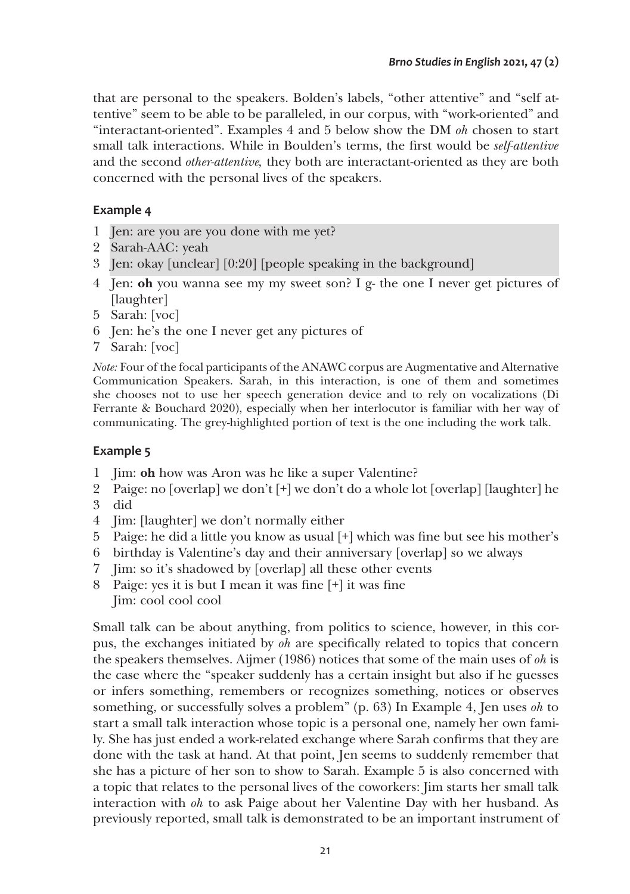that are personal to the speakers. Bolden's labels, "other attentive" and "self attentive" seem to be able to be paralleled, in our corpus, with "work-oriented" and "interactant-oriented". Examples 4 and 5 below show the DM *oh* chosen to start small talk interactions. While in Boulden's terms, the first would be *self-attentive* and the second *other-attentive,* they both are interactant-oriented as they are both concerned with the personal lives of the speakers.

### Example 4

1 Jen: are you are you done with me yet?
2 Sarah-AAC: yeah
3 Jen: okay [unclear] [0:20] [people speaking in the background]
4 Jen: **oh** you wanna see my my sweet son? I g- the one I never get pictures of [laughter]
5 Sarah: [voc]
6 Jen: he's the one I never get any pictures of
7 Sarah: [voc]

*Note:* Four of the focal participants of the ANAWC corpus are Augmentative and Alternative Communication Speakers. Sarah, in this interaction, is one of them and sometimes she chooses not to use her speech generation device and to rely on vocalizations (Di Ferrante & Bouchard 2020), especially when her interlocutor is familiar with her way of communicating. The grey-highlighted portion of text is the one including the work talk.

### Example 5

1 Jim: **oh** how was Aron was he like a super Valentine?
2 Paige: no [overlap] we don't [+] we don't do a whole lot [overlap] [laughter] he
3 did
4 Jim: [laughter] we don't normally either
5 Paige: he did a little you know as usual [+] which was fine but see his mother's
6 birthday is Valentine's day and their anniversary [overlap] so we always
7 Jim: so it's shadowed by [overlap] all these other events
8 Paige: yes it is but I mean it was fine [+] it was fine
Jim: cool cool cool

Small talk can be about anything, from politics to science, however, in this corpus, the exchanges initiated by *oh* are specifically related to topics that concern the speakers themselves. Aijmer (1986) notices that some of the main uses of *oh* is the case where the "speaker suddenly has a certain insight but also if he guesses or infers something, remembers or recognizes something, notices or observes something, or successfully solves a problem" (p. 63) In Example 4, Jen uses *oh* to start a small talk interaction whose topic is a personal one, namely her own family. She has just ended a work-related exchange where Sarah confirms that they are done with the task at hand. At that point, Jen seems to suddenly remember that she has a picture of her son to show to Sarah. Example 5 is also concerned with a topic that relates to the personal lives of the coworkers: Jim starts her small talk interaction with *oh* to ask Paige about her Valentine Day with her husband. As previously reported, small talk is demonstrated to be an important instrument of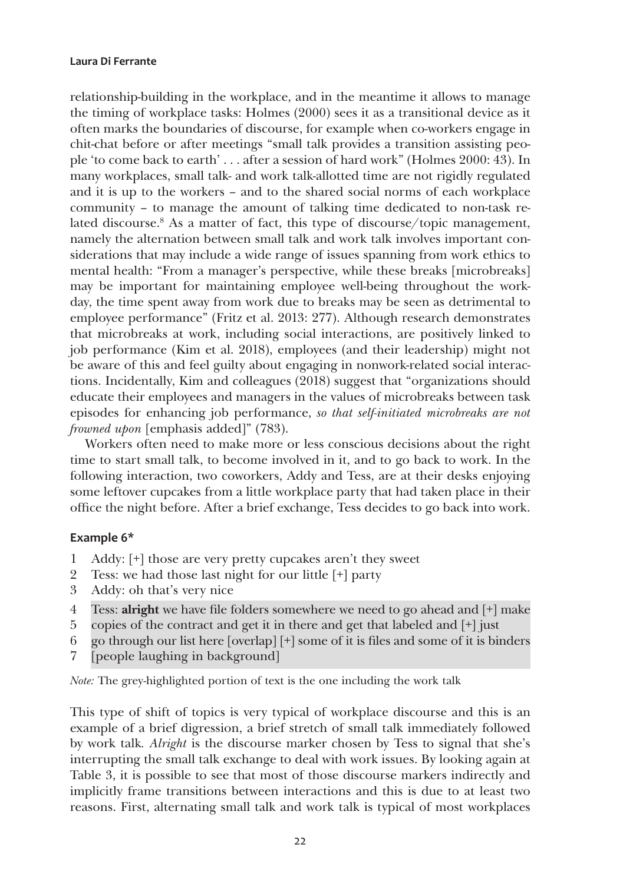relationship-building in the workplace, and in the meantime it allows to manage the timing of workplace tasks: Holmes (2000) sees it as a transitional device as it often marks the boundaries of discourse, for example when co-workers engage in chit-chat before or after meetings "small talk provides a transition assisting people 'to come back to earth' . . . after a session of hard work" (Holmes 2000: 43). In many workplaces, small talk- and work talk-allotted time are not rigidly regulated and it is up to the workers – and to the shared social norms of each workplace community – to manage the amount of talking time dedicated to non-task related discourse.[8] As a matter of fact, this type of discourse/topic management, namely the alternation between small talk and work talk involves important considerations that may include a wide range of issues spanning from work ethics to mental health: "From a manager's perspective, while these breaks [microbreaks] may be important for maintaining employee well-being throughout the workday, the time spent away from work due to breaks may be seen as detrimental to employee performance" (Fritz et al. 2013: 277). Although research demonstrates that microbreaks at work, including social interactions, are positively linked to job performance (Kim et al. 2018), employees (and their leadership) might not be aware of this and feel guilty about engaging in nonwork-related social interactions. Incidentally, Kim and colleagues (2018) suggest that "organizations should educate their employees and managers in the values of microbreaks between task episodes for enhancing job performance, *so that self-initiated microbreaks are not frowned upon* [emphasis added]" (783).

Workers often need to make more or less conscious decisions about the right time to start small talk, to become involved in it, and to go back to work. In the following interaction, two coworkers, Addy and Tess, are at their desks enjoying some leftover cupcakes from a little workplace party that had taken place in their office the night before. After a brief exchange, Tess decides to go back into work.

### Example 6*

1 Addy: [+] those are very pretty cupcakes aren't they sweet
2 Tess: we had those last night for our little [+] party
3 Addy: oh that's very nice
4 Tess: **alright** we have file folders somewhere we need to go ahead and [+] make
5 copies of the contract and get it in there and get that labeled and [+] just
6 go through our list here [overlap] [+] some of it is files and some of it is binders
7 [people laughing in background]

*Note:* The grey-highlighted portion of text is the one including the work talk

This type of shift of topics is very typical of workplace discourse and this is an example of a brief digression, a brief stretch of small talk immediately followed by work talk. *Alright* is the discourse marker chosen by Tess to signal that she's interrupting the small talk exchange to deal with work issues. By looking again at Table 3, it is possible to see that most of those discourse markers indirectly and implicitly frame transitions between interactions and this is due to at least two reasons. First, alternating small talk and work talk is typical of most workplaces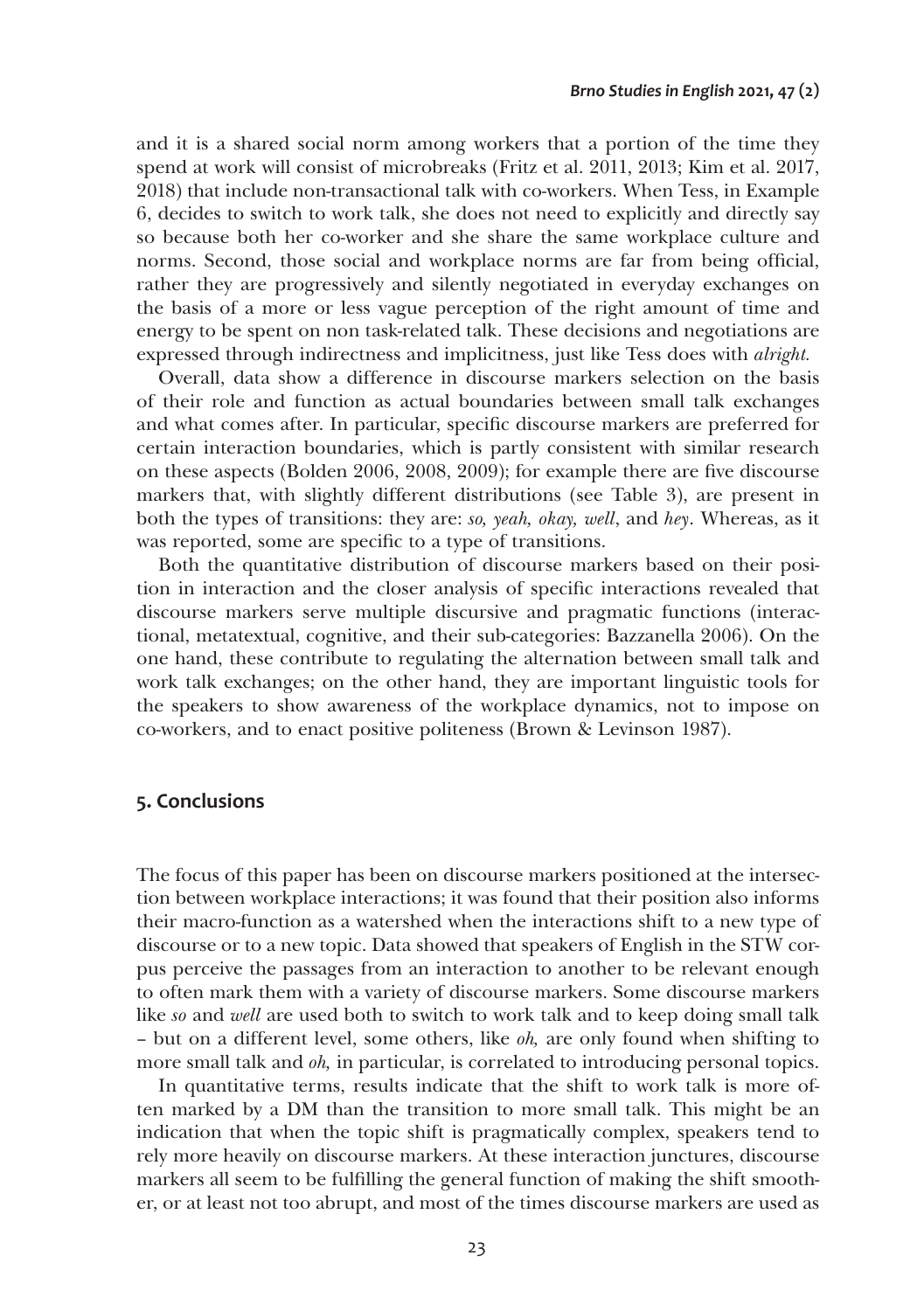and it is a shared social norm among workers that a portion of the time they spend at work will consist of microbreaks (Fritz et al. 2011, 2013; Kim et al. 2017, 2018) that include non-transactional talk with co-workers. When Tess, in Example 6, decides to switch to work talk, she does not need to explicitly and directly say so because both her co-worker and she share the same workplace culture and norms. Second, those social and workplace norms are far from being official, rather they are progressively and silently negotiated in everyday exchanges on the basis of a more or less vague perception of the right amount of time and energy to be spent on non task-related talk. These decisions and negotiations are expressed through indirectness and implicitness, just like Tess does with *alright.*

Overall, data show a difference in discourse markers selection on the basis of their role and function as actual boundaries between small talk exchanges and what comes after. In particular, specific discourse markers are preferred for certain interaction boundaries, which is partly consistent with similar research on these aspects (Bolden 2006, 2008, 2009); for example there are five discourse markers that, with slightly different distributions (see Table 3), are present in both the types of transitions: they are: *so, yeah, okay, well*, and *hey*. Whereas, as it was reported, some are specific to a type of transitions.

Both the quantitative distribution of discourse markers based on their position in interaction and the closer analysis of specific interactions revealed that discourse markers serve multiple discursive and pragmatic functions (interactional, metatextual, cognitive, and their sub-categories: Bazzanella 2006). On the one hand, these contribute to regulating the alternation between small talk and work talk exchanges; on the other hand, they are important linguistic tools for the speakers to show awareness of the workplace dynamics, not to impose on co-workers, and to enact positive politeness (Brown & Levinson 1987).

## 5. Conclusions

The focus of this paper has been on discourse markers positioned at the intersection between workplace interactions; it was found that their position also informs their macro-function as a watershed when the interactions shift to a new type of discourse or to a new topic. Data showed that speakers of English in the STW corpus perceive the passages from an interaction to another to be relevant enough to often mark them with a variety of discourse markers. Some discourse markers like *so* and *well* are used both to switch to work talk and to keep doing small talk – but on a different level, some others, like *oh,* are only found when shifting to more small talk and *oh,* in particular, is correlated to introducing personal topics.

In quantitative terms, results indicate that the shift to work talk is more often marked by a DM than the transition to more small talk. This might be an indication that when the topic shift is pragmatically complex, speakers tend to rely more heavily on discourse markers. At these interaction junctures, discourse markers all seem to be fulfilling the general function of making the shift smoother, or at least not too abrupt, and most of the times discourse markers are used as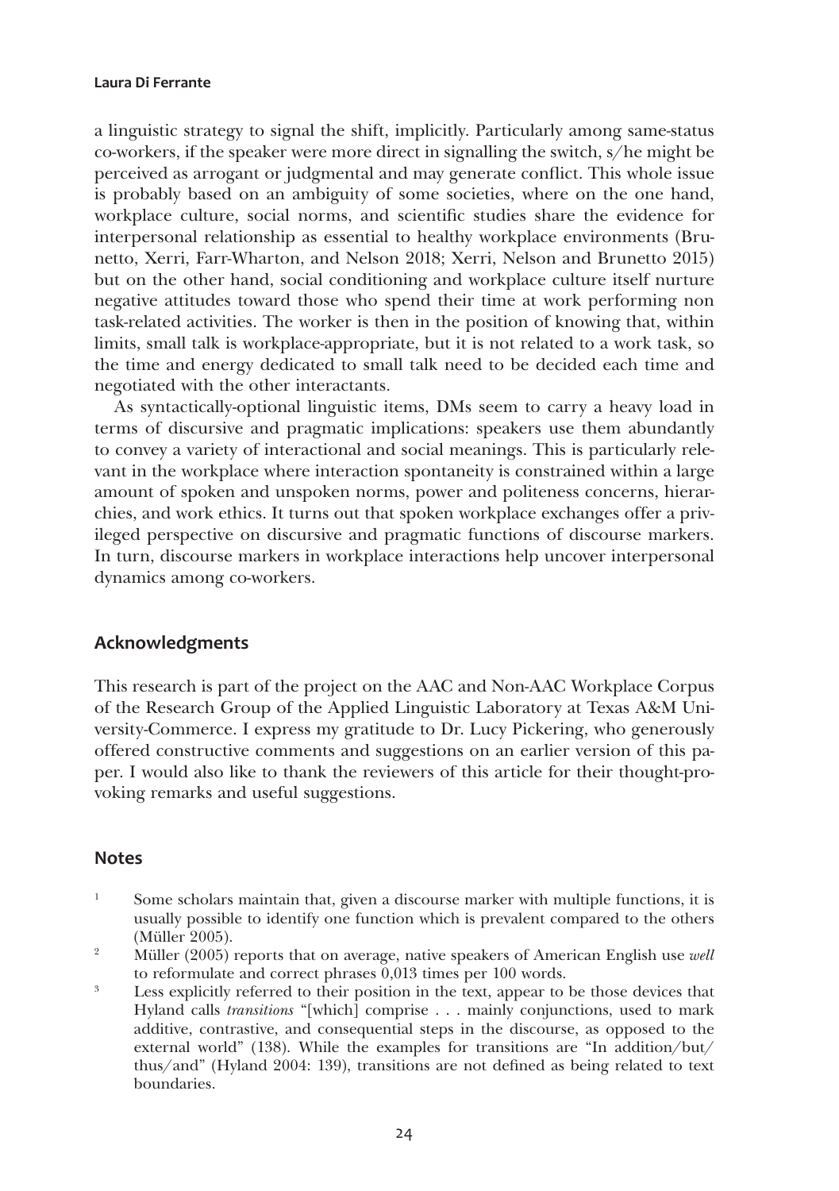a linguistic strategy to signal the shift, implicitly. Particularly among same-status co-workers, if the speaker were more direct in signalling the switch, s/he might be perceived as arrogant or judgmental and may generate conflict. This whole issue is probably based on an ambiguity of some societies, where on the one hand, workplace culture, social norms, and scientific studies share the evidence for interpersonal relationship as essential to healthy workplace environments (Brunetto, Xerri, Farr-Wharton, and Nelson 2018; Xerri, Nelson and Brunetto 2015) but on the other hand, social conditioning and workplace culture itself nurture negative attitudes toward those who spend their time at work performing non task-related activities. The worker is then in the position of knowing that, within limits, small talk is workplace-appropriate, but it is not related to a work task, so the time and energy dedicated to small talk need to be decided each time and negotiated with the other interactants.

As syntactically-optional linguistic items, DMs seem to carry a heavy load in terms of discursive and pragmatic implications: speakers use them abundantly to convey a variety of interactional and social meanings. This is particularly relevant in the workplace where interaction spontaneity is constrained within a large amount of spoken and unspoken norms, power and politeness concerns, hierarchies, and work ethics. It turns out that spoken workplace exchanges offer a privileged perspective on discursive and pragmatic functions of discourse markers. In turn, discourse markers in workplace interactions help uncover interpersonal dynamics among co-workers.

## Acknowledgments

This research is part of the project on the AAC and Non-AAC Workplace Corpus of the Research Group of the Applied Linguistic Laboratory at Texas A&M University-Commerce. I express my gratitude to Dr. Lucy Pickering, who generously offered constructive comments and suggestions on an earlier version of this paper. I would also like to thank the reviewers of this article for their thought-provoking remarks and useful suggestions.

## Notes

1. Some scholars maintain that, given a discourse marker with multiple functions, it is usually possible to identify one function which is prevalent compared to the others (Müller 2005).
2. Müller (2005) reports that on average, native speakers of American English use *well* to reformulate and correct phrases 0,013 times per 100 words.
3. Less explicitly referred to their position in the text, appear to be those devices that Hyland calls *transitions* "[which] comprise . . . mainly conjunctions, used to mark additive, contrastive, and consequential steps in the discourse, as opposed to the external world" (138). While the examples for transitions are "In addition/but/thus/and" (Hyland 2004: 139), transitions are not defined as being related to text boundaries.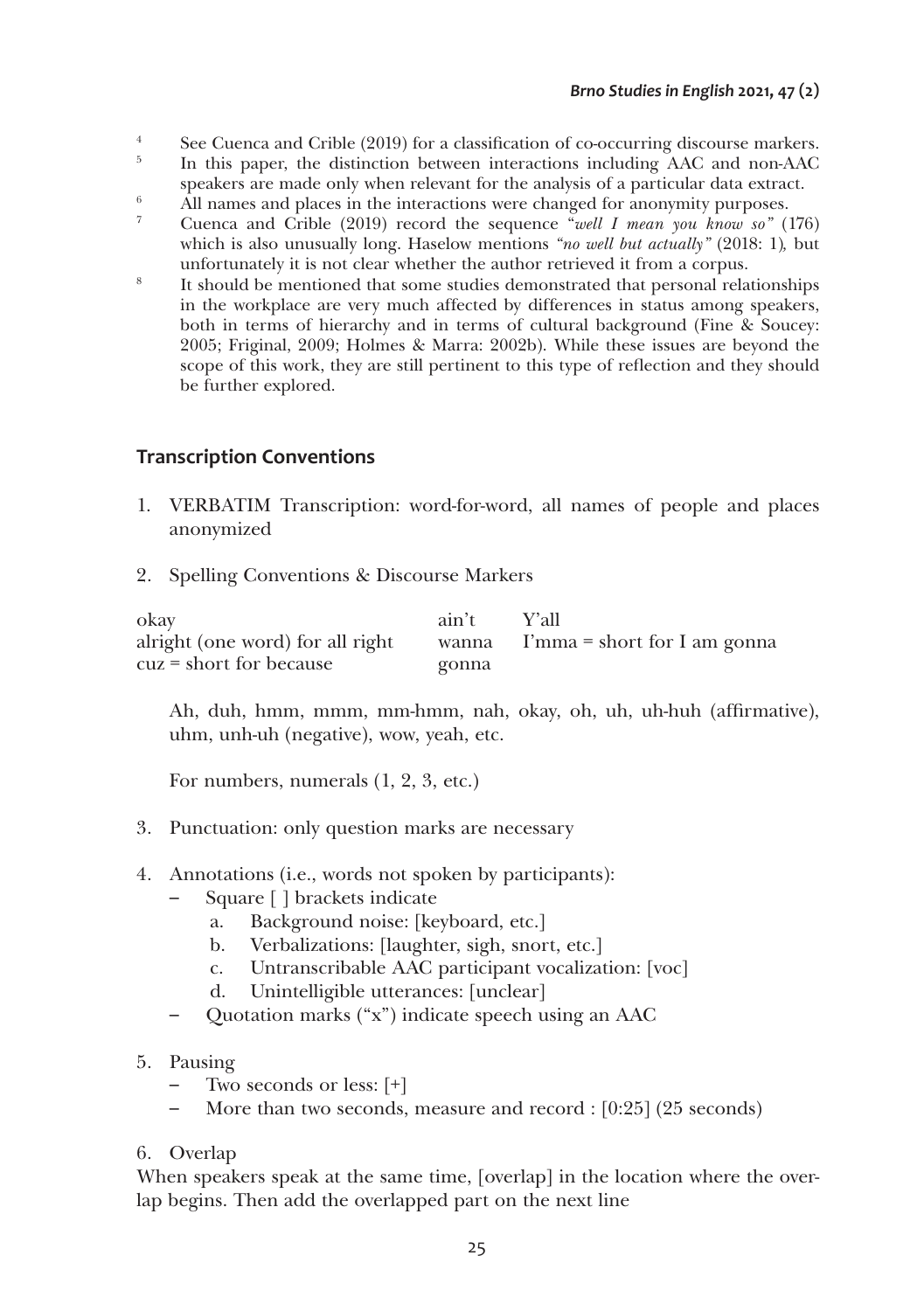[4] See Cuenca and Crible (2019) for a classification of co-occurring discourse markers.

[5] In this paper, the distinction between interactions including AAC and non-AAC speakers are made only when relevant for the analysis of a particular data extract.

[6] All names and places in the interactions were changed for anonymity purposes.

[7] Cuenca and Crible (2019) record the sequence "*well I mean you know so"* (176) which is also unusually long. Haselow mentions *"no well but actually"* (2018: 1)*,* but unfortunately it is not clear whether the author retrieved it from a corpus.

[8] It should be mentioned that some studies demonstrated that personal relationships in the workplace are very much affected by differences in status among speakers, both in terms of hierarchy and in terms of cultural background (Fine & Soucey: 2005; Friginal, 2009; Holmes & Marra: 2002b). While these issues are beyond the scope of this work, they are still pertinent to this type of reflection and they should be further explored.

## Transcription Conventions

1. VERBATIM Transcription: word-for-word, all names of people and places anonymized

2. Spelling Conventions & Discourse Markers

| | | |
|---|---|---|
| okay | ain't | Y'all |
| alright (one word) for all right | wanna | I'mma = short for I am gonna |
| cuz = short for because | gonna | |

   Ah, duh, hmm, mmm, mm-hmm, nah, okay, oh, uh, uh-huh (affirmative), uhm, unh-uh (negative), wow, yeah, etc.

   For numbers, numerals (1, 2, 3, etc.)

3. Punctuation: only question marks are necessary

4. Annotations (i.e., words not spoken by participants):
   - Square [ ] brackets indicate
     a. Background noise: [keyboard, etc.]
     b. Verbalizations: [laughter, sigh, snort, etc.]
     c. Untranscribable AAC participant vocalization: [voc]
     d. Unintelligible utterances: [unclear]
   - Quotation marks ("x") indicate speech using an AAC

5. Pausing
   - Two seconds or less: [+]
   - More than two seconds, measure and record : [0:25] (25 seconds)

6. Overlap

When speakers speak at the same time, [overlap] in the location where the overlap begins. Then add the overlapped part on the next line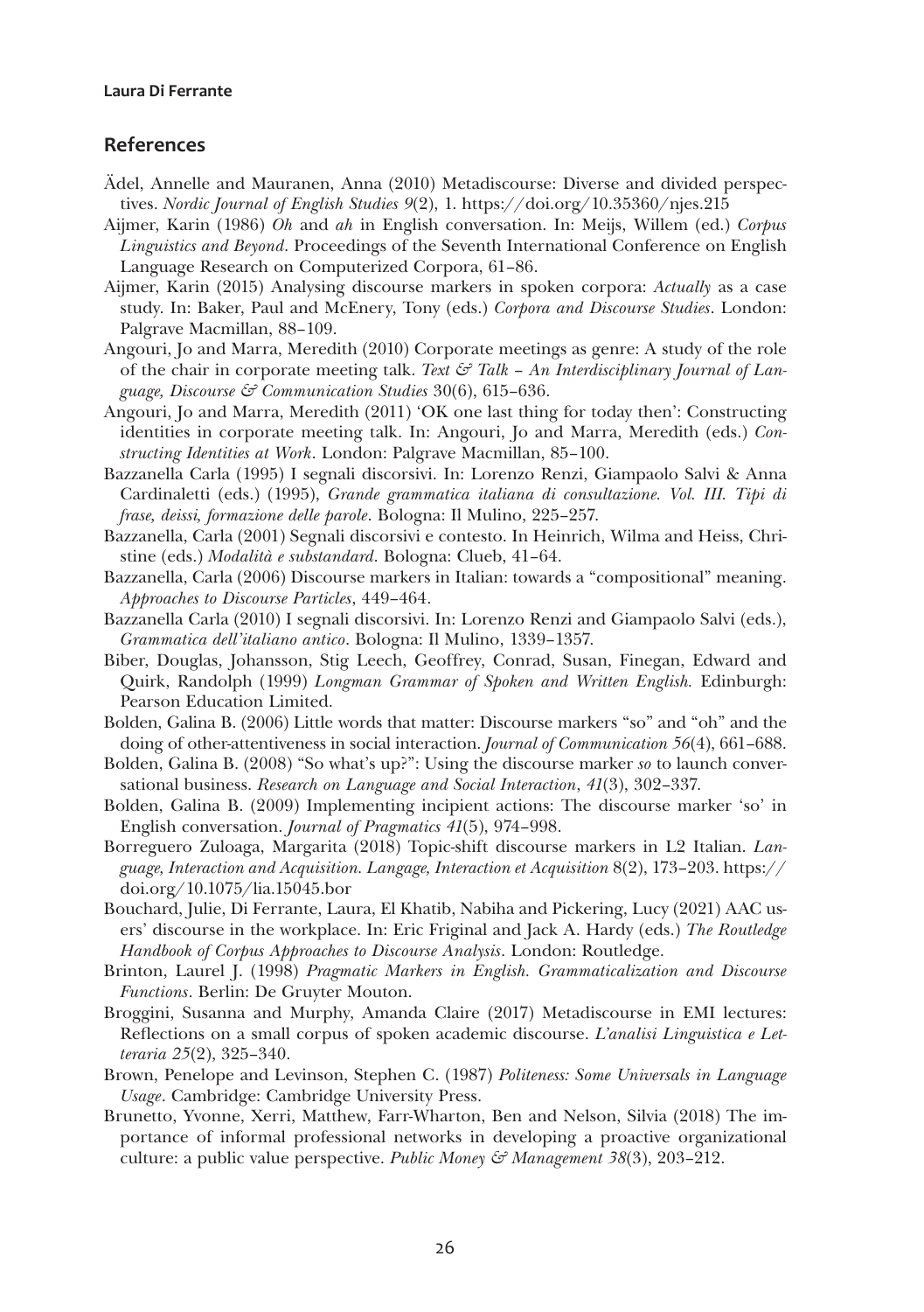## References

Ädel, Annelle and Mauranen, Anna (2010) Metadiscourse: Diverse and divided perspectives. *Nordic Journal of English Studies 9*(2), 1. https://doi.org/10.35360/njes.215

Aijmer, Karin (1986) *Oh* and *ah* in English conversation. In: Meijs, Willem (ed.) *Corpus Linguistics and Beyond*. Proceedings of the Seventh International Conference on English Language Research on Computerized Corpora, 61–86.

Aijmer, Karin (2015) Analysing discourse markers in spoken corpora: *Actually* as a case study. In: Baker, Paul and McEnery, Tony (eds.) *Corpora and Discourse Studies*. London: Palgrave Macmillan, 88–109.

Angouri, Jo and Marra, Meredith (2010) Corporate meetings as genre: A study of the role of the chair in corporate meeting talk. *Text & Talk – An Interdisciplinary Journal of Language, Discourse & Communication Studies* 30(6), 615–636.

Angouri, Jo and Marra, Meredith (2011) 'OK one last thing for today then': Constructing identities in corporate meeting talk. In: Angouri, Jo and Marra, Meredith (eds.) *Constructing Identities at Work*. London: Palgrave Macmillan, 85–100.

Bazzanella Carla (1995) I segnali discorsivi. In: Lorenzo Renzi, Giampaolo Salvi & Anna Cardinaletti (eds.) (1995), *Grande grammatica italiana di consultazione. Vol. III. Tipi di frase, deissi, formazione delle parole*. Bologna: Il Mulino, 225–257.

Bazzanella, Carla (2001) Segnali discorsivi e contesto. In Heinrich, Wilma and Heiss, Christine (eds.) *Modalità e substandard*. Bologna: Clueb, 41–64.

Bazzanella, Carla (2006) Discourse markers in Italian: towards a "compositional" meaning. *Approaches to Discourse Particles*, 449–464.

Bazzanella Carla (2010) I segnali discorsivi. In: Lorenzo Renzi and Giampaolo Salvi (eds.), *Grammatica dell'italiano antico*. Bologna: Il Mulino, 1339–1357.

Biber, Douglas, Johansson, Stig Leech, Geoffrey, Conrad, Susan, Finegan, Edward and Quirk, Randolph (1999) *Longman Grammar of Spoken and Written English.* Edinburgh: Pearson Education Limited.

Bolden, Galina B. (2006) Little words that matter: Discourse markers "so" and "oh" and the doing of other-attentiveness in social interaction. *Journal of Communication 56*(4), 661–688.

Bolden, Galina B. (2008) "So what's up?": Using the discourse marker *so* to launch conversational business. *Research on Language and Social Interaction*, *41*(3), 302–337.

Bolden, Galina B. (2009) Implementing incipient actions: The discourse marker 'so' in English conversation. *Journal of Pragmatics 41*(5), 974–998.

Borreguero Zuloaga, Margarita (2018) Topic-shift discourse markers in L2 Italian. *Language, Interaction and Acquisition. Langage, Interaction et Acquisition* 8(2), 173–203. https://doi.org/10.1075/lia.15045.bor

Bouchard, Julie, Di Ferrante, Laura, El Khatib, Nabiha and Pickering, Lucy (2021) AAC users' discourse in the workplace. In: Eric Friginal and Jack A. Hardy (eds.) *The Routledge Handbook of Corpus Approaches to Discourse Analysis*. London: Routledge.

Brinton, Laurel J. (1998) *Pragmatic Markers in English. Grammaticalization and Discourse Functions*. Berlin: De Gruyter Mouton.

Broggini, Susanna and Murphy, Amanda Claire (2017) Metadiscourse in EMI lectures: Reflections on a small corpus of spoken academic discourse. *L'analisi Linguistica e Letteraria 25*(2), 325–340.

Brown, Penelope and Levinson, Stephen C. (1987) *Politeness: Some Universals in Language Usage*. Cambridge: Cambridge University Press.

Brunetto, Yvonne, Xerri, Matthew, Farr-Wharton, Ben and Nelson, Silvia (2018) The importance of informal professional networks in developing a proactive organizational culture: a public value perspective. *Public Money & Management 38*(3), 203–212.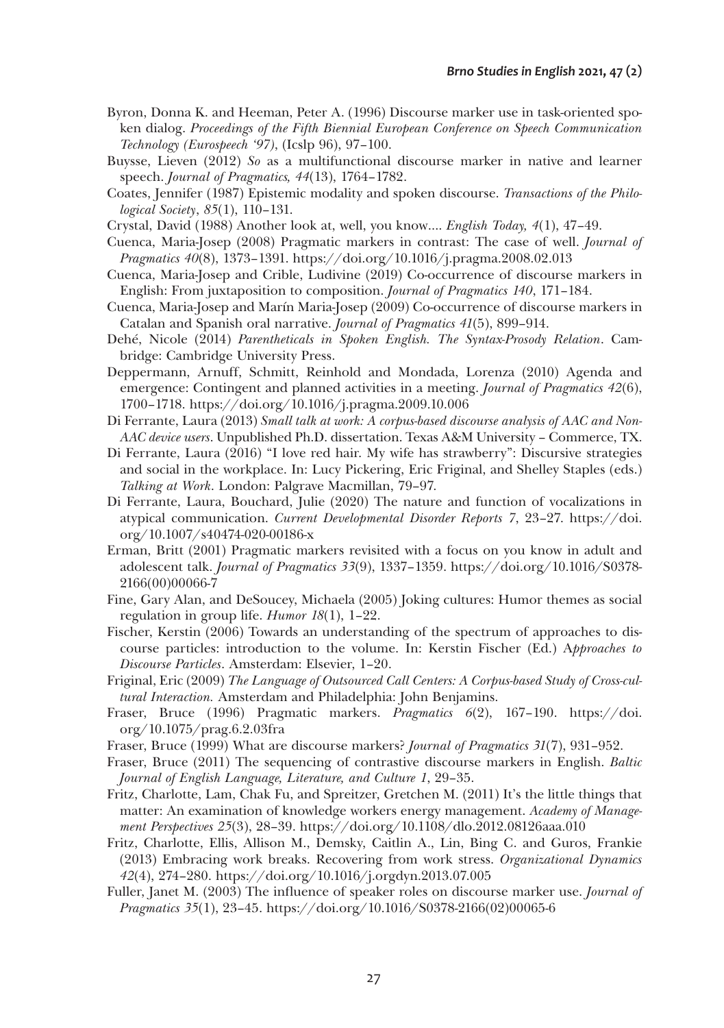Byron, Donna K. and Heeman, Peter A. (1996) Discourse marker use in task-oriented spoken dialog. *Proceedings of the Fifth Biennial European Conference on Speech Communication Technology (Eurospeech '97)*, (Icslp 96), 97–100.

Buysse, Lieven (2012) *So* as a multifunctional discourse marker in native and learner speech. *Journal of Pragmatics, 44*(13), 1764–1782.

Coates, Jennifer (1987) Epistemic modality and spoken discourse. *Transactions of the Philological Society*, *85*(1), 110–131.

Crystal, David (1988) Another look at, well, you know.... *English Today, 4*(1), 47–49.

Cuenca, Maria-Josep (2008) Pragmatic markers in contrast: The case of well. *Journal of Pragmatics 40*(8), 1373–1391. https://doi.org/10.1016/j.pragma.2008.02.013

Cuenca, Maria-Josep and Crible, Ludivine (2019) Co-occurrence of discourse markers in English: From juxtaposition to composition. *Journal of Pragmatics 140*, 171–184.

Cuenca, Maria-Josep and Marín Maria-Josep (2009) Co-occurrence of discourse markers in Catalan and Spanish oral narrative. *Journal of Pragmatics 41*(5), 899–914.

Dehé, Nicole (2014) *Parentheticals in Spoken English. The Syntax-Prosody Relation*. Cambridge: Cambridge University Press.

Deppermann, Arnuff, Schmitt, Reinhold and Mondada, Lorenza (2010) Agenda and emergence: Contingent and planned activities in a meeting. *Journal of Pragmatics 42*(6), 1700–1718. https://doi.org/10.1016/j.pragma.2009.10.006

Di Ferrante, Laura (2013) *Small talk at work: A corpus-based discourse analysis of AAC and Non-AAC device users*. Unpublished Ph.D. dissertation. Texas A&M University – Commerce, TX.

Di Ferrante, Laura (2016) "I love red hair. My wife has strawberry": Discursive strategies and social in the workplace. In: Lucy Pickering, Eric Friginal, and Shelley Staples (eds.) *Talking at Work*. London: Palgrave Macmillan, 79–97.

Di Ferrante, Laura, Bouchard, Julie (2020) The nature and function of vocalizations in atypical communication. *Current Developmental Disorder Reports 7*, 23–27. https://doi.org/10.1007/s40474-020-00186-x

Erman, Britt (2001) Pragmatic markers revisited with a focus on you know in adult and adolescent talk. *Journal of Pragmatics 33*(9), 1337–1359. https://doi.org/10.1016/S0378-2166(00)00066-7

Fine, Gary Alan, and DeSoucey, Michaela (2005) Joking cultures: Humor themes as social regulation in group life. *Humor 18*(1), 1–22.

Fischer, Kerstin (2006) Towards an understanding of the spectrum of approaches to discourse particles: introduction to the volume. In: Kerstin Fischer (Ed.) A*pproaches to Discourse Particles*. Amsterdam: Elsevier, 1–20.

Friginal, Eric (2009) *The Language of Outsourced Call Centers: A Corpus-based Study of Cross-cultural Interaction.* Amsterdam and Philadelphia: John Benjamins.

Fraser, Bruce (1996) Pragmatic markers. *Pragmatics 6*(2), 167–190. https://doi.org/10.1075/prag.6.2.03fra

Fraser, Bruce (1999) What are discourse markers? *Journal of Pragmatics 31*(7), 931–952.

Fraser, Bruce (2011) The sequencing of contrastive discourse markers in English. *Baltic Journal of English Language, Literature, and Culture 1*, 29–35.

Fritz, Charlotte, Lam, Chak Fu, and Spreitzer, Gretchen M. (2011) It's the little things that matter: An examination of knowledge workers energy management. *Academy of Management Perspectives 25*(3), 28–39. https://doi.org/10.1108/dlo.2012.08126aaa.010

Fritz, Charlotte, Ellis, Allison M., Demsky, Caitlin A., Lin, Bing C. and Guros, Frankie (2013) Embracing work breaks. Recovering from work stress. *Organizational Dynamics 42*(4), 274–280. https://doi.org/10.1016/j.orgdyn.2013.07.005

Fuller, Janet M. (2003) The influence of speaker roles on discourse marker use. *Journal of Pragmatics 35*(1), 23–45. https://doi.org/10.1016/S0378-2166(02)00065-6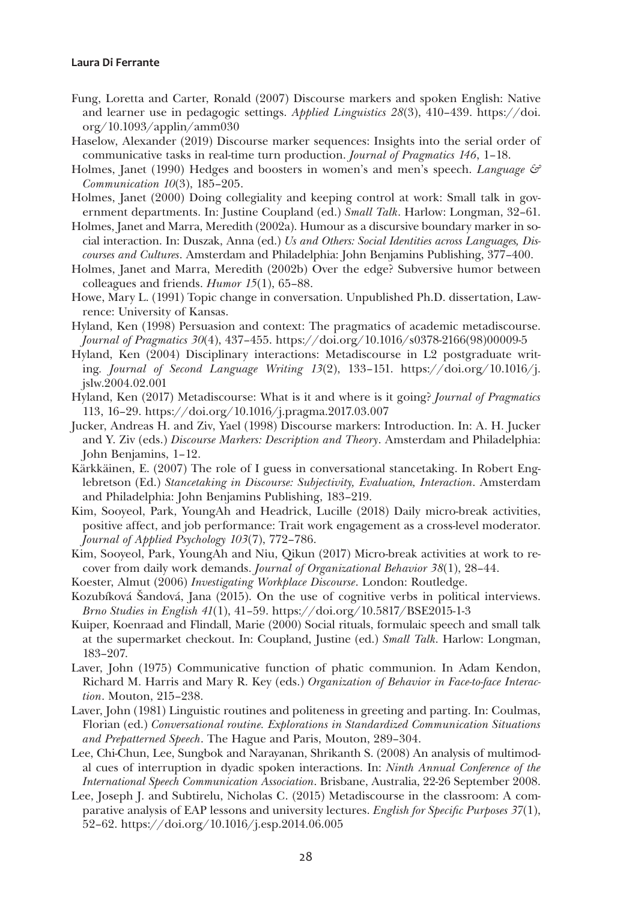Fung, Loretta and Carter, Ronald (2007) Discourse markers and spoken English: Native and learner use in pedagogic settings. *Applied Linguistics 28*(3), 410–439. https://doi.org/10.1093/applin/amm030

Haselow, Alexander (2019) Discourse marker sequences: Insights into the serial order of communicative tasks in real-time turn production. *Journal of Pragmatics 146*, 1–18.

Holmes, Janet (1990) Hedges and boosters in women's and men's speech. *Language & Communication 10*(3), 185–205.

Holmes, Janet (2000) Doing collegiality and keeping control at work: Small talk in government departments. In: Justine Coupland (ed.) *Small Talk*. Harlow: Longman, 32–61.

Holmes, Janet and Marra, Meredith (2002a). Humour as a discursive boundary marker in social interaction. In: Duszak, Anna (ed.) *Us and Others: Social Identities across Languages, Discourses and Cultures*. Amsterdam and Philadelphia: John Benjamins Publishing, 377–400.

Holmes, Janet and Marra, Meredith (2002b) Over the edge? Subversive humor between colleagues and friends. *Humor 15*(1), 65–88.

Howe, Mary L. (1991) Topic change in conversation. Unpublished Ph.D. dissertation, Lawrence: University of Kansas.

Hyland, Ken (1998) Persuasion and context: The pragmatics of academic metadiscourse. *Journal of Pragmatics 30*(4), 437–455. https://doi.org/10.1016/s0378-2166(98)00009-5

Hyland, Ken (2004) Disciplinary interactions: Metadiscourse in L2 postgraduate writing. *Journal of Second Language Writing 13*(2), 133–151. https://doi.org/10.1016/j.jslw.2004.02.001

Hyland, Ken (2017) Metadiscourse: What is it and where is it going? *Journal of Pragmatics* 113, 16–29. https://doi.org/10.1016/j.pragma.2017.03.007

Jucker, Andreas H. and Ziv, Yael (1998) Discourse markers: Introduction. In: A. H. Jucker and Y. Ziv (eds.) *Discourse Markers: Description and Theory*. Amsterdam and Philadelphia: John Benjamins, 1–12.

Kärkkäinen, E. (2007) The role of I guess in conversational stancetaking. In Robert Englebretson (Ed.) *Stancetaking in Discourse: Subjectivity, Evaluation, Interaction*. Amsterdam and Philadelphia: John Benjamins Publishing, 183–219.

Kim, Sooyeol, Park, YoungAh and Headrick, Lucille (2018) Daily micro-break activities, positive affect, and job performance: Trait work engagement as a cross-level moderator. *Journal of Applied Psychology 103*(7), 772–786.

Kim, Sooyeol, Park, YoungAh and Niu, Qikun (2017) Micro-break activities at work to recover from daily work demands. *Journal of Organizational Behavior 38*(1), 28–44.

Koester, Almut (2006) *Investigating Workplace Discourse*. London: Routledge.

Kozubíková Šandová, Jana (2015). On the use of cognitive verbs in political interviews. *Brno Studies in English 41*(1), 41–59. https://doi.org/10.5817/BSE2015-1-3

Kuiper, Koenraad and Flindall, Marie (2000) Social rituals, formulaic speech and small talk at the supermarket checkout. In: Coupland, Justine (ed.) *Small Talk*. Harlow: Longman, 183–207.

Laver, John (1975) Communicative function of phatic communion. In Adam Kendon, Richard M. Harris and Mary R. Key (eds.) *Organization of Behavior in Face-to-face Interaction*. Mouton, 215–238.

Laver, John (1981) Linguistic routines and politeness in greeting and parting. In: Coulmas, Florian (ed.) *Conversational routine. Explorations in Standardized Communication Situations and Prepatterned Speech*. The Hague and Paris, Mouton, 289–304.

Lee, Chi-Chun, Lee, Sungbok and Narayanan, Shrikanth S. (2008) An analysis of multimodal cues of interruption in dyadic spoken interactions. In: *Ninth Annual Conference of the International Speech Communication Association*. Brisbane, Australia, 22-26 September 2008.

Lee, Joseph J. and Subtirelu, Nicholas C. (2015) Metadiscourse in the classroom: A comparative analysis of EAP lessons and university lectures. *English for Specific Purposes 37*(1), 52–62. https://doi.org/10.1016/j.esp.2014.06.005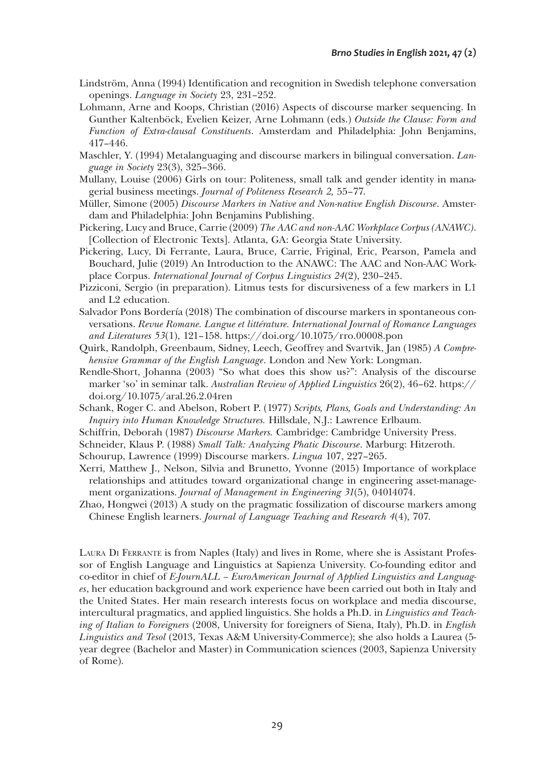Lindström, Anna (1994) Identification and recognition in Swedish telephone conversation openings. *Language in Society* 23, 231–252.

Lohmann, Arne and Koops, Christian (2016) Aspects of discourse marker sequencing. In Gunther Kaltenböck, Evelien Keizer, Arne Lohmann (eds.) *Outside the Clause: Form and Function of Extra-clausal Constituents*. Amsterdam and Philadelphia: John Benjamins, 417–446.

Maschler, Y. (1994) Metalanguaging and discourse markers in bilingual conversation. *Language in Society* 23(3), 325–366.

Mullany, Louise (2006) Girls on tour: Politeness, small talk and gender identity in managerial business meetings. *Journal of Politeness Research 2,* 55–77.

Müller, Simone (2005) *Discourse Markers in Native and Non-native English Discourse*. Amsterdam and Philadelphia: John Benjamins Publishing.

Pickering, Lucy and Bruce, Carrie (2009) *The AAC and non-AAC Workplace Corpus (ANAWC)*. [Collection of Electronic Texts]. Atlanta, GA: Georgia State University.

Pickering, Lucy, Di Ferrante, Laura, Bruce, Carrie, Friginal, Eric, Pearson, Pamela and Bouchard, Julie (2019) An Introduction to the ANAWC: The AAC and Non-AAC Workplace Corpus. *International Journal of Corpus Linguistics 24*(2), 230–245.

Pizziconi, Sergio (in preparation). Litmus tests for discursiveness of a few markers in L1 and L2 education.

Salvador Pons Bordería (2018) The combination of discourse markers in spontaneous conversations. *Revue Romane. Langue et littérature. International Journal of Romance Languages and Literatures 53*(1), 121–158. https://doi.org/10.1075/rro.00008.pon

Quirk, Randolph, Greenbaum, Sidney, Leech, Geoffrey and Svartvik, Jan (1985) *A Comprehensive Grammar of the English Language*. London and New York: Longman.

Rendle-Short, Johanna (2003) "So what does this show us?": Analysis of the discourse marker 'so' in seminar talk. *Australian Review of Applied Linguistics* 26(2), 46–62. https://doi.org/10.1075/aral.26.2.04ren

Schank, Roger C. and Abelson, Robert P. (1977) *Scripts, Plans, Goals and Understanding: An Inquiry into Human Knowledge Structures.* Hillsdale, N.J.: Lawrence Erlbaum.

Schiffrin, Deborah (1987) *Discourse Markers.* Cambridge: Cambridge University Press.

Schneider, Klaus P. (1988) *Small Talk: Analyzing Phatic Discourse*. Marburg: Hitzeroth.

Schourup, Lawrence (1999) Discourse markers. *Lingua* 107, 227–265.

Xerri, Matthew J., Nelson, Silvia and Brunetto, Yvonne (2015) Importance of workplace relationships and attitudes toward organizational change in engineering asset-management organizations. *Journal of Management in Engineering 31*(5), 04014074.

Zhao, Hongwei (2013) A study on the pragmatic fossilization of discourse markers among Chinese English learners. *Journal of Language Teaching and Research 4*(4), 707.

Laura Di Ferrante is from Naples (Italy) and lives in Rome, where she is Assistant Professor of English Language and Linguistics at Sapienza University. Co-founding editor and co-editor in chief of *E-JournALL – EuroAmerican Journal of Applied Linguistics and Languages*, her education background and work experience have been carried out both in Italy and the United States. Her main research interests focus on workplace and media discourse, intercultural pragmatics, and applied linguistics. She holds a Ph.D. in *Linguistics and Teaching of Italian to Foreigners* (2008, University for foreigners of Siena, Italy), Ph.D. in *English Linguistics and Tesol* (2013, Texas A&M University-Commerce); she also holds a Laurea (5-year degree (Bachelor and Master) in Communication sciences (2003, Sapienza University of Rome).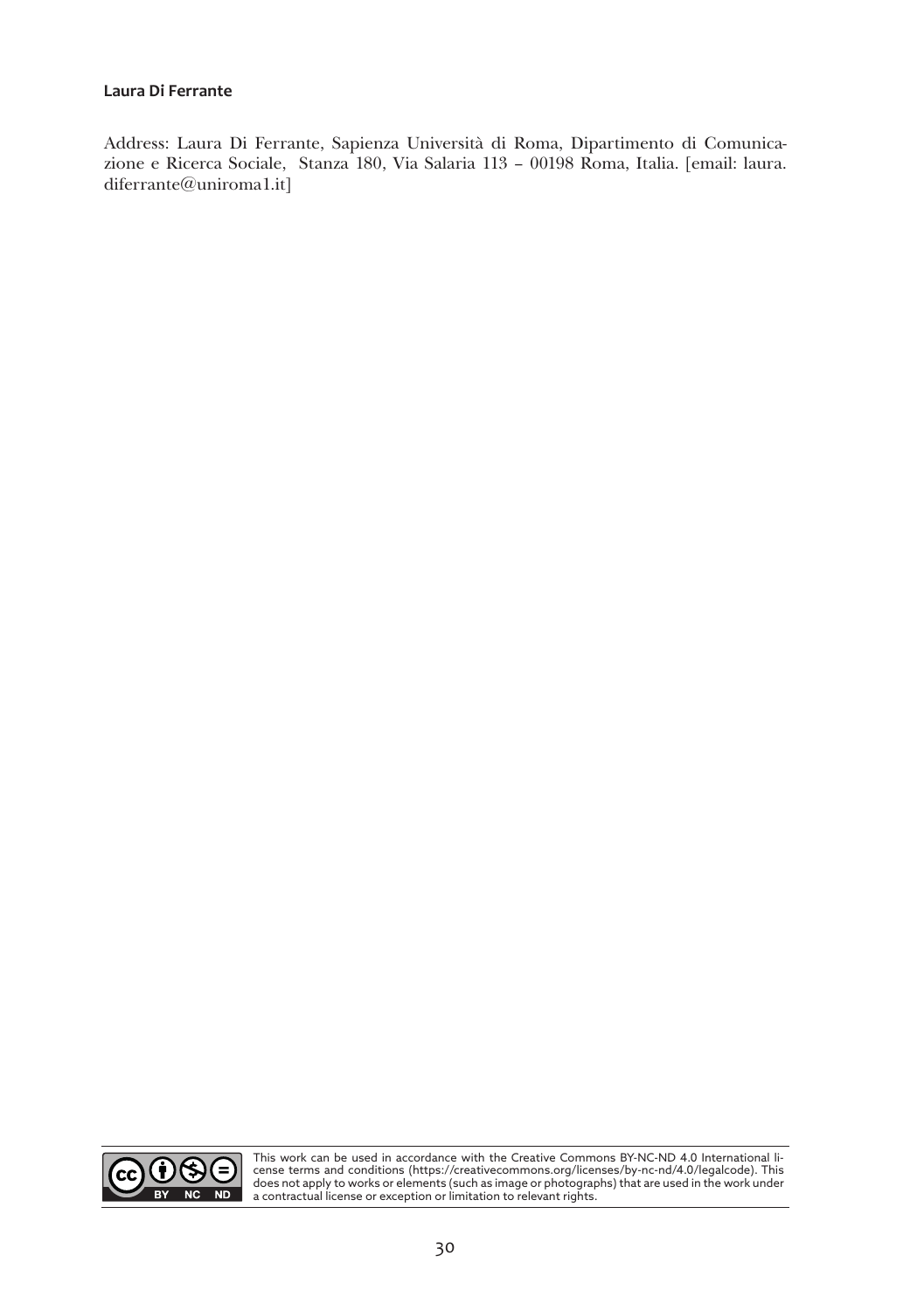**Laura Di Ferrante**

Address: Laura Di Ferrante, Sapienza Università di Roma, Dipartimento di Comunicazione e Ricerca Sociale, Stanza 180, Via Salaria 113 – 00198 Roma, Italia. [email: laura.diferrante@uniroma1.it]

This work can be used in accordance with the Creative Commons BY-NC-ND 4.0 International license terms and conditions (https://creativecommons.org/licenses/by-nc-nd/4.0/legalcode). This does not apply to works or elements (such as image or photographs) that are used in the work under a contractual license or exception or limitation to relevant rights.